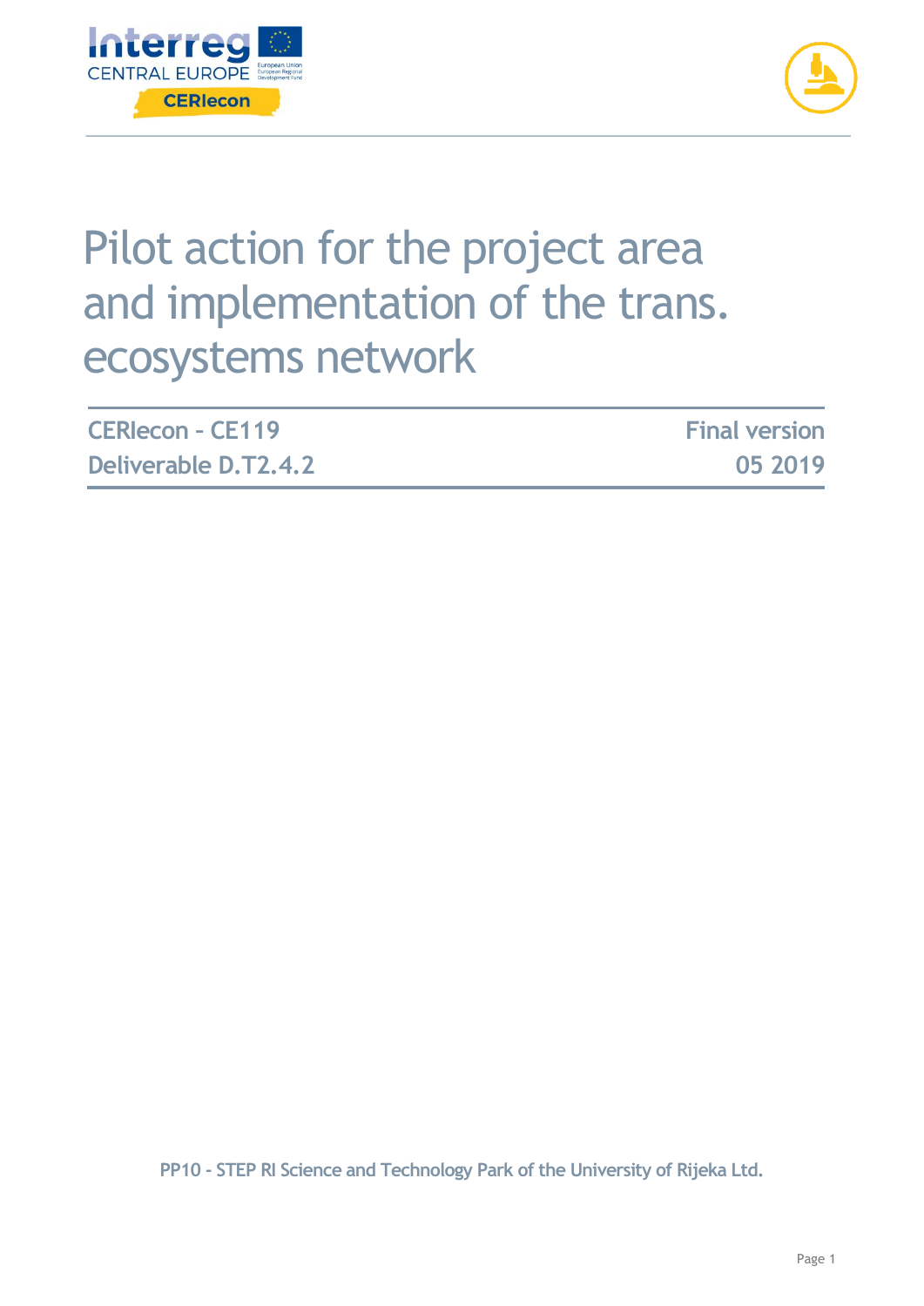# Pilot action for the project area and implementation of the trans. ecosystems network

| CERIecon - CE119 | Final version |
| --- | --- |
| Deliverable D.T2.4.2 | 05 2019 |

PP10 - STEP RI Science and Technology Park of the University of Rijeka Ltd.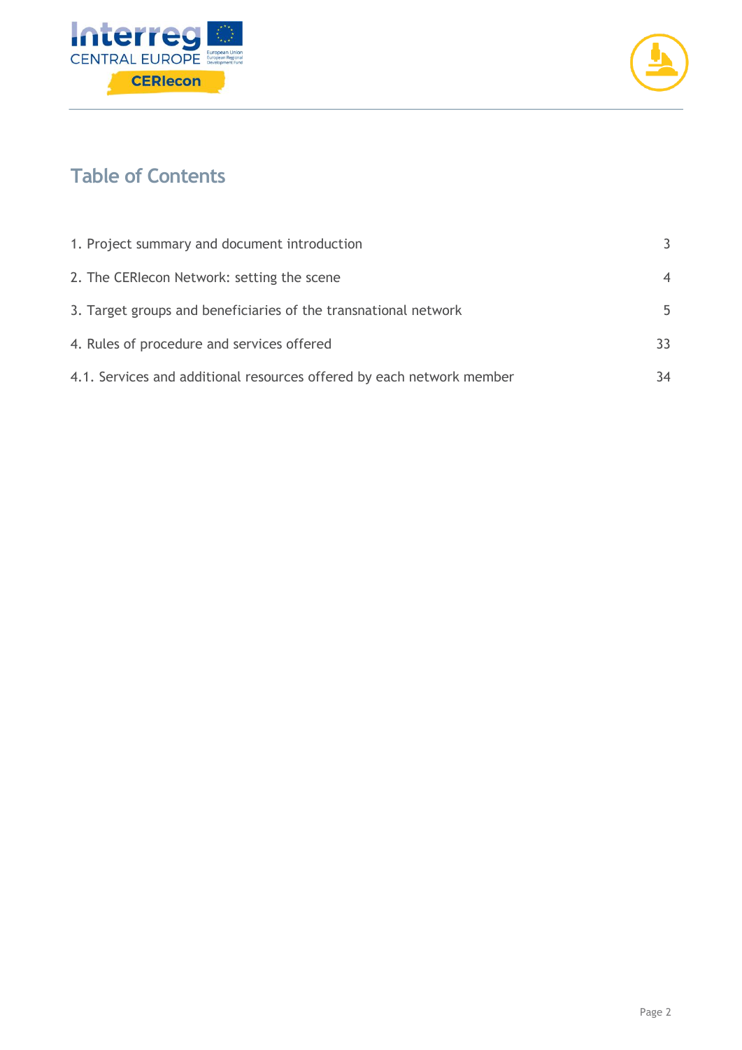# Table of Contents

| | |
|---|---|
| 1. Project summary and document introduction | 3 |
| 2. The CERIecon Network: setting the scene | 4 |
| 3. Target groups and beneficiaries of the transnational network | 5 |
| 4. Rules of procedure and services offered | 33 |
| 4.1. Services and additional resources offered by each network member | 34 |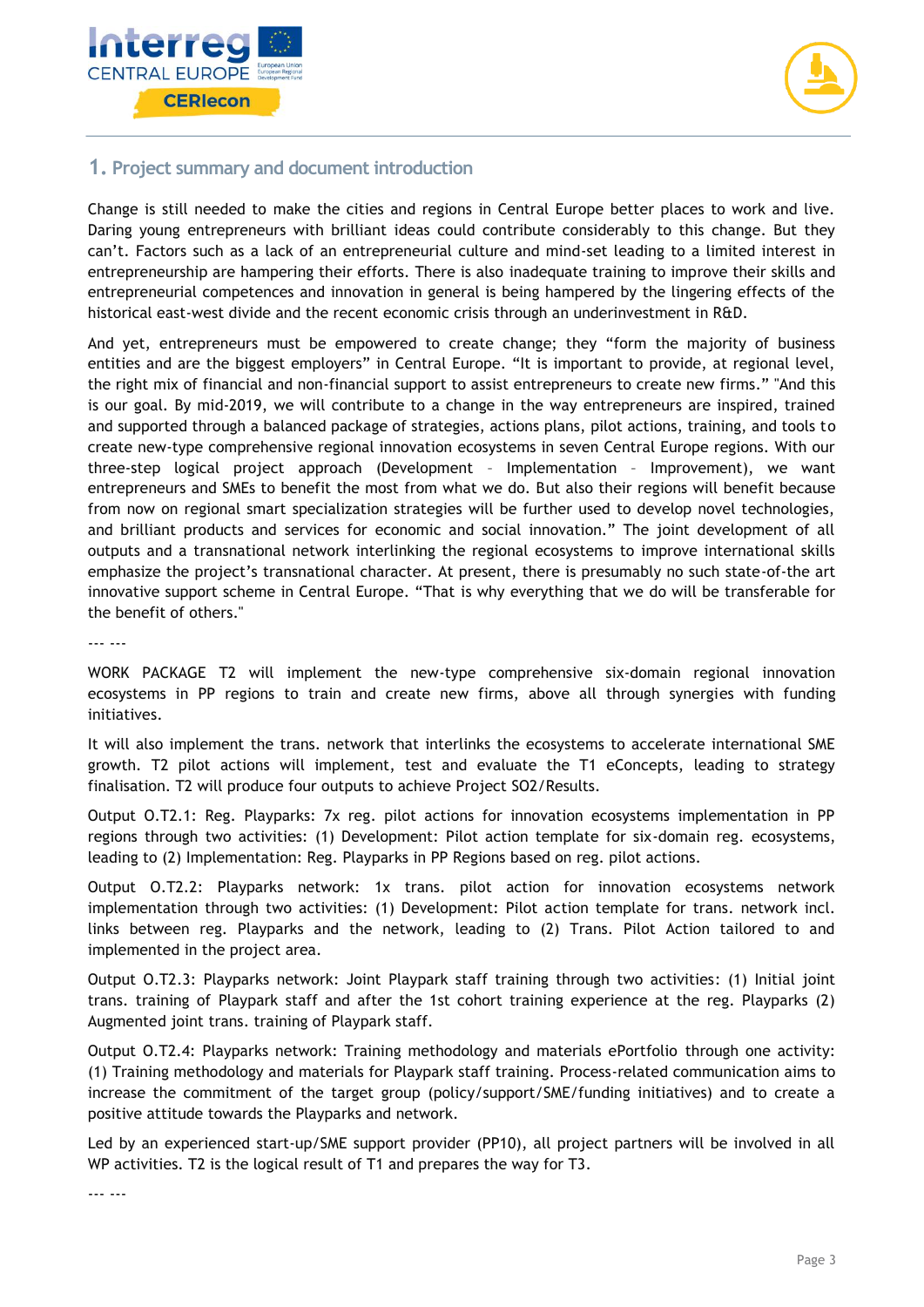## 1. Project summary and document introduction

Change is still needed to make the cities and regions in Central Europe better places to work and live. Daring young entrepreneurs with brilliant ideas could contribute considerably to this change. But they can't. Factors such as a lack of an entrepreneurial culture and mind-set leading to a limited interest in entrepreneurship are hampering their efforts. There is also inadequate training to improve their skills and entrepreneurial competences and innovation in general is being hampered by the lingering effects of the historical east-west divide and the recent economic crisis through an underinvestment in R&D.

And yet, entrepreneurs must be empowered to create change; they "form the majority of business entities and are the biggest employers" in Central Europe. "It is important to provide, at regional level, the right mix of financial and non-financial support to assist entrepreneurs to create new firms." "And this is our goal. By mid-2019, we will contribute to a change in the way entrepreneurs are inspired, trained and supported through a balanced package of strategies, actions plans, pilot actions, training, and tools to create new-type comprehensive regional innovation ecosystems in seven Central Europe regions. With our three-step logical project approach (Development – Implementation – Improvement), we want entrepreneurs and SMEs to benefit the most from what we do. But also their regions will benefit because from now on regional smart specialization strategies will be further used to develop novel technologies, and brilliant products and services for economic and social innovation." The joint development of all outputs and a transnational network interlinking the regional ecosystems to improve international skills emphasize the project's transnational character. At present, there is presumably no such state-of-the art innovative support scheme in Central Europe. "That is why everything that we do will be transferable for the benefit of others."

--- ---

WORK PACKAGE T2 will implement the new-type comprehensive six-domain regional innovation ecosystems in PP regions to train and create new firms, above all through synergies with funding initiatives.

It will also implement the trans. network that interlinks the ecosystems to accelerate international SME growth. T2 pilot actions will implement, test and evaluate the T1 eConcepts, leading to strategy finalisation. T2 will produce four outputs to achieve Project SO2/Results.

Output O.T2.1: Reg. Playparks: 7x reg. pilot actions for innovation ecosystems implementation in PP regions through two activities: (1) Development: Pilot action template for six-domain reg. ecosystems, leading to (2) Implementation: Reg. Playparks in PP Regions based on reg. pilot actions.

Output O.T2.2: Playparks network: 1x trans. pilot action for innovation ecosystems network implementation through two activities: (1) Development: Pilot action template for trans. network incl. links between reg. Playparks and the network, leading to (2) Trans. Pilot Action tailored to and implemented in the project area.

Output O.T2.3: Playparks network: Joint Playpark staff training through two activities: (1) Initial joint trans. training of Playpark staff and after the 1st cohort training experience at the reg. Playparks (2) Augmented joint trans. training of Playpark staff.

Output O.T2.4: Playparks network: Training methodology and materials ePortfolio through one activity: (1) Training methodology and materials for Playpark staff training. Process-related communication aims to increase the commitment of the target group (policy/support/SME/funding initiatives) and to create a positive attitude towards the Playparks and network.

Led by an experienced start-up/SME support provider (PP10), all project partners will be involved in all WP activities. T2 is the logical result of T1 and prepares the way for T3.

--- ---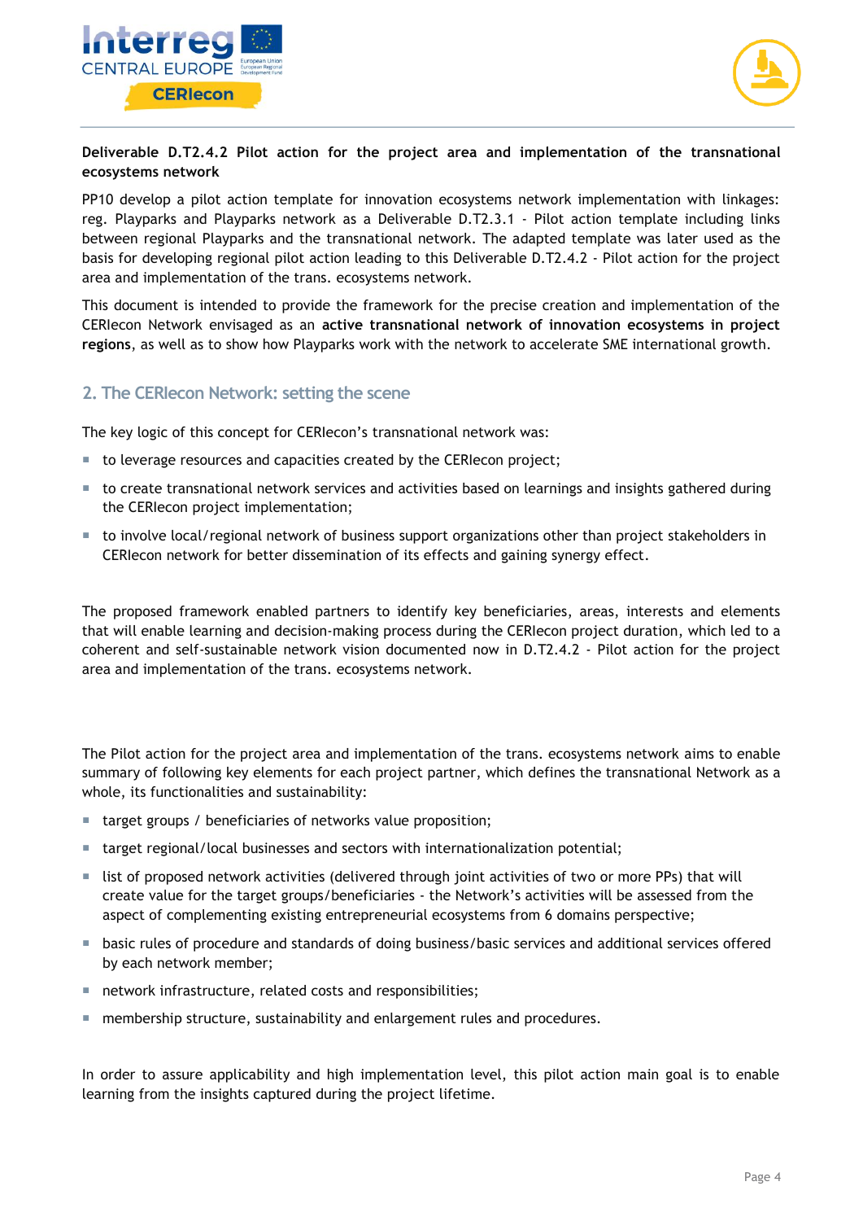**Deliverable D.T2.4.2 Pilot action for the project area and implementation of the transnational ecosystems network**

PP10 develop a pilot action template for innovation ecosystems network implementation with linkages: reg. Playparks and Playparks network as a Deliverable D.T2.3.1 - Pilot action template including links between regional Playparks and the transnational network. The adapted template was later used as the basis for developing regional pilot action leading to this Deliverable D.T2.4.2 - Pilot action for the project area and implementation of the trans. ecosystems network.

This document is intended to provide the framework for the precise creation and implementation of the CERIecon Network envisaged as an **active transnational network of innovation ecosystems in project regions**, as well as to show how Playparks work with the network to accelerate SME international growth.

## 2. The CERIecon Network: setting the scene

The key logic of this concept for CERIecon's transnational network was:

- to leverage resources and capacities created by the CERIecon project;
- to create transnational network services and activities based on learnings and insights gathered during the CERIecon project implementation;
- to involve local/regional network of business support organizations other than project stakeholders in CERIecon network for better dissemination of its effects and gaining synergy effect.

The proposed framework enabled partners to identify key beneficiaries, areas, interests and elements that will enable learning and decision-making process during the CERIecon project duration, which led to a coherent and self-sustainable network vision documented now in D.T2.4.2 - Pilot action for the project area and implementation of the trans. ecosystems network.

The Pilot action for the project area and implementation of the trans. ecosystems network aims to enable summary of following key elements for each project partner, which defines the transnational Network as a whole, its functionalities and sustainability:

- target groups / beneficiaries of networks value proposition;
- target regional/local businesses and sectors with internationalization potential;
- list of proposed network activities (delivered through joint activities of two or more PPs) that will create value for the target groups/beneficiaries - the Network's activities will be assessed from the aspect of complementing existing entrepreneurial ecosystems from 6 domains perspective;
- basic rules of procedure and standards of doing business/basic services and additional services offered by each network member;
- network infrastructure, related costs and responsibilities;
- membership structure, sustainability and enlargement rules and procedures.

In order to assure applicability and high implementation level, this pilot action main goal is to enable learning from the insights captured during the project lifetime.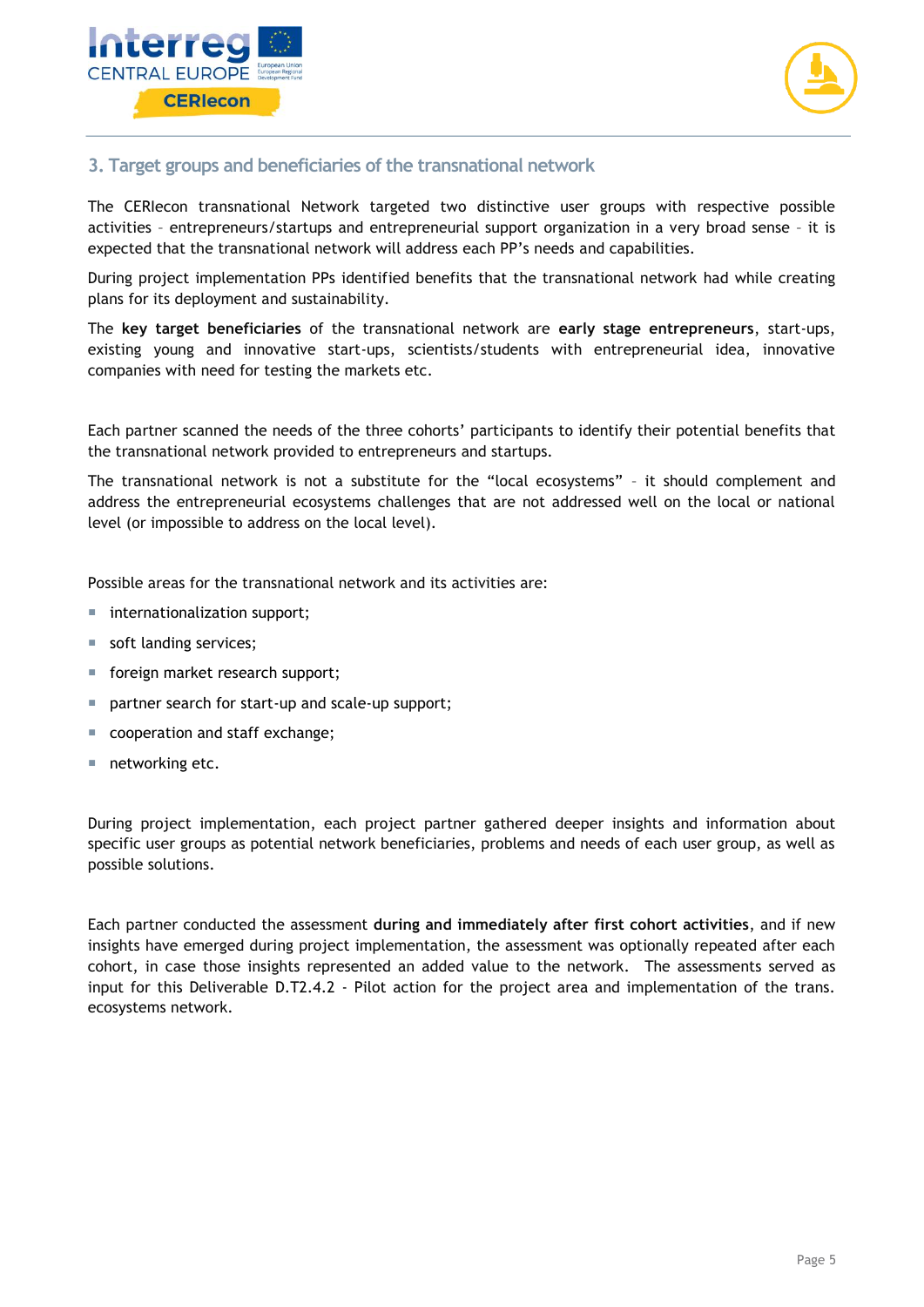## 3. Target groups and beneficiaries of the transnational network

The CERIecon transnational Network targeted two distinctive user groups with respective possible activities – entrepreneurs/startups and entrepreneurial support organization in a very broad sense – it is expected that the transnational network will address each PP's needs and capabilities.

During project implementation PPs identified benefits that the transnational network had while creating plans for its deployment and sustainability.

The **key target beneficiaries** of the transnational network are **early stage entrepreneurs**, start-ups, existing young and innovative start-ups, scientists/students with entrepreneurial idea, innovative companies with need for testing the markets etc.

Each partner scanned the needs of the three cohorts' participants to identify their potential benefits that the transnational network provided to entrepreneurs and startups.

The transnational network is not a substitute for the "local ecosystems" – it should complement and address the entrepreneurial ecosystems challenges that are not addressed well on the local or national level (or impossible to address on the local level).

Possible areas for the transnational network and its activities are:

- internationalization support;
- soft landing services;
- foreign market research support;
- partner search for start-up and scale-up support;
- cooperation and staff exchange;
- networking etc.

During project implementation, each project partner gathered deeper insights and information about specific user groups as potential network beneficiaries, problems and needs of each user group, as well as possible solutions.

Each partner conducted the assessment **during and immediately after first cohort activities**, and if new insights have emerged during project implementation, the assessment was optionally repeated after each cohort, in case those insights represented an added value to the network. The assessments served as input for this Deliverable D.T2.4.2 - Pilot action for the project area and implementation of the trans. ecosystems network.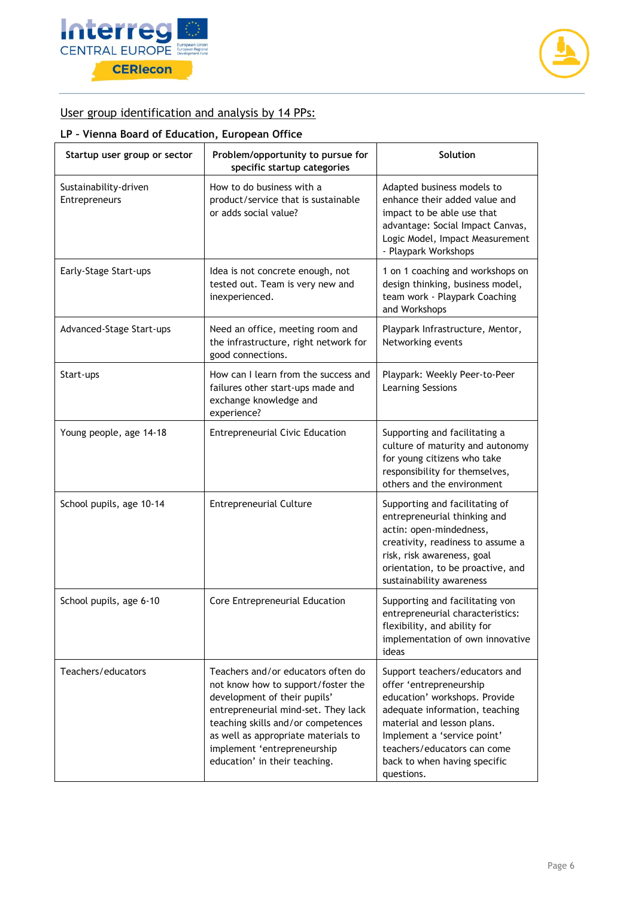User group identification and analysis by 14 PPs:

**LP - Vienna Board of Education, European Office**

| Startup user group or sector | Problem/opportunity to pursue for specific startup categories | Solution |
|---|---|---|
| Sustainability-driven Entrepreneurs | How to do business with a product/service that is sustainable or adds social value? | Adapted business models to enhance their added value and impact to be able use that advantage: Social Impact Canvas, Logic Model, Impact Measurement - Playpark Workshops |
| Early-Stage Start-ups | Idea is not concrete enough, not tested out. Team is very new and inexperienced. | 1 on 1 coaching and workshops on design thinking, business model, team work - Playpark Coaching and Workshops |
| Advanced-Stage Start-ups | Need an office, meeting room and the infrastructure, right network for good connections. | Playpark Infrastructure, Mentor, Networking events |
| Start-ups | How can I learn from the success and failures other start-ups made and exchange knowledge and experience? | Playpark: Weekly Peer-to-Peer Learning Sessions |
| Young people, age 14-18 | Entrepreneurial Civic Education | Supporting and facilitating a culture of maturity and autonomy for young citizens who take responsibility for themselves, others and the environment |
| School pupils, age 10-14 | Entrepreneurial Culture | Supporting and facilitating of entrepreneurial thinking and actin: open-mindedness, creativity, readiness to assume a risk, risk awareness, goal orientation, to be proactive, and sustainability awareness |
| School pupils, age 6-10 | Core Entrepreneurial Education | Supporting and facilitating von entrepreneurial characteristics: flexibility, and ability for implementation of own innovative ideas |
| Teachers/educators | Teachers and/or educators often do not know how to support/foster the development of their pupils' entrepreneurial mind-set. They lack teaching skills and/or competences as well as appropriate materials to implement 'entrepreneurship education' in their teaching. | Support teachers/educators and offer 'entrepreneurship education' workshops. Provide adequate information, teaching material and lesson plans. Implement a 'service point' teachers/educators can come back to when having specific questions. |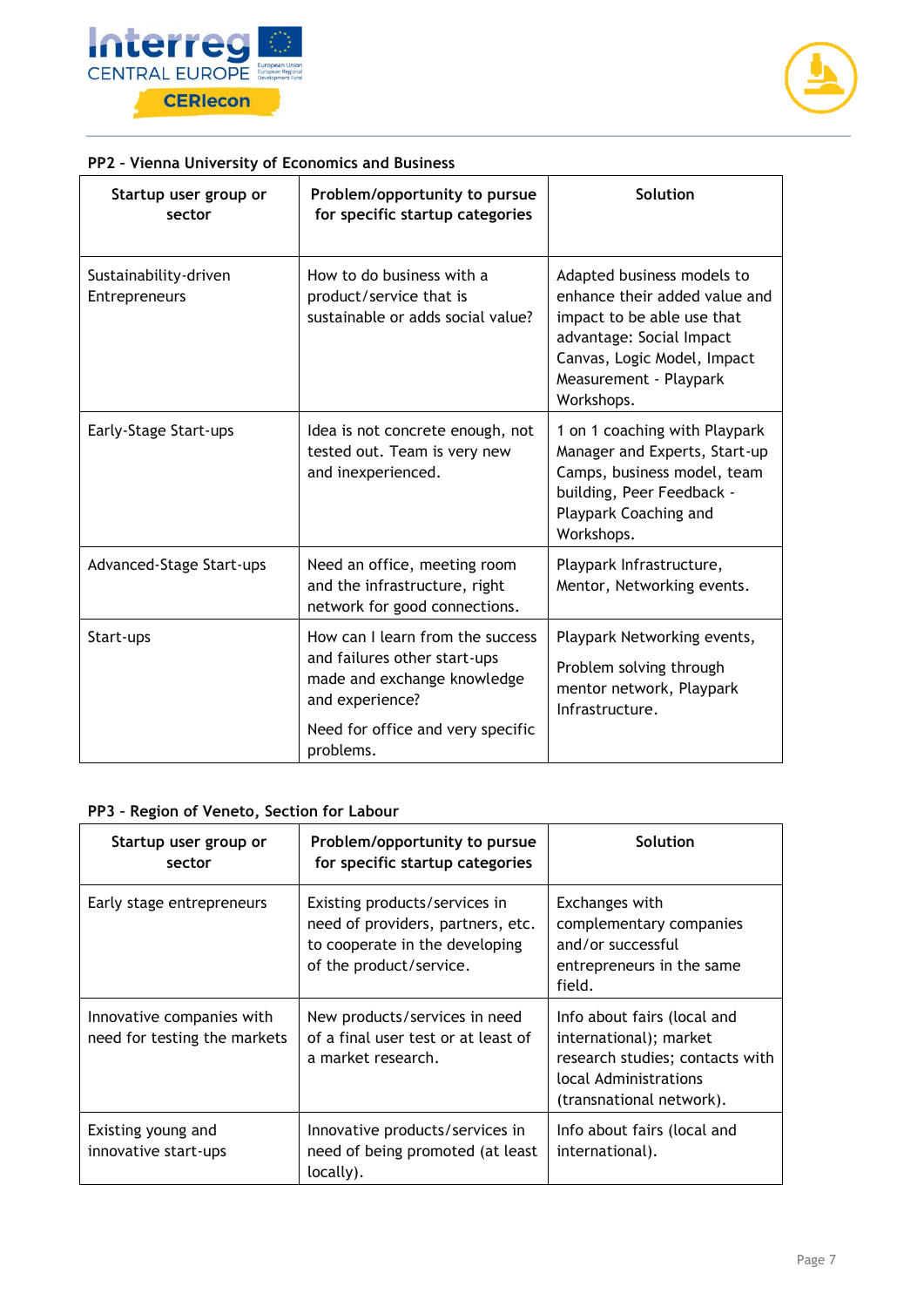**PP2 - Vienna University of Economics and Business**

| Startup user group or sector | Problem/opportunity to pursue for specific startup categories | Solution |
|---|---|---|
| Sustainability-driven Entrepreneurs | How to do business with a product/service that is sustainable or adds social value? | Adapted business models to enhance their added value and impact to be able use that advantage: Social Impact Canvas, Logic Model, Impact Measurement - Playpark Workshops. |
| Early-Stage Start-ups | Idea is not concrete enough, not tested out. Team is very new and inexperienced. | 1 on 1 coaching with Playpark Manager and Experts, Start-up Camps, business model, team building, Peer Feedback - Playpark Coaching and Workshops. |
| Advanced-Stage Start-ups | Need an office, meeting room and the infrastructure, right network for good connections. | Playpark Infrastructure, Mentor, Networking events. |
| Start-ups | How can I learn from the success and failures other start-ups made and exchange knowledge and experience? Need for office and very specific problems. | Playpark Networking events, Problem solving through mentor network, Playpark Infrastructure. |

**PP3 - Region of Veneto, Section for Labour**

| Startup user group or sector | Problem/opportunity to pursue for specific startup categories | Solution |
|---|---|---|
| Early stage entrepreneurs | Existing products/services in need of providers, partners, etc. to cooperate in the developing of the product/service. | Exchanges with complementary companies and/or successful entrepreneurs in the same field. |
| Innovative companies with need for testing the markets | New products/services in need of a final user test or at least of a market research. | Info about fairs (local and international); market research studies; contacts with local Administrations (transnational network). |
| Existing young and innovative start-ups | Innovative products/services in need of being promoted (at least locally). | Info about fairs (local and international). |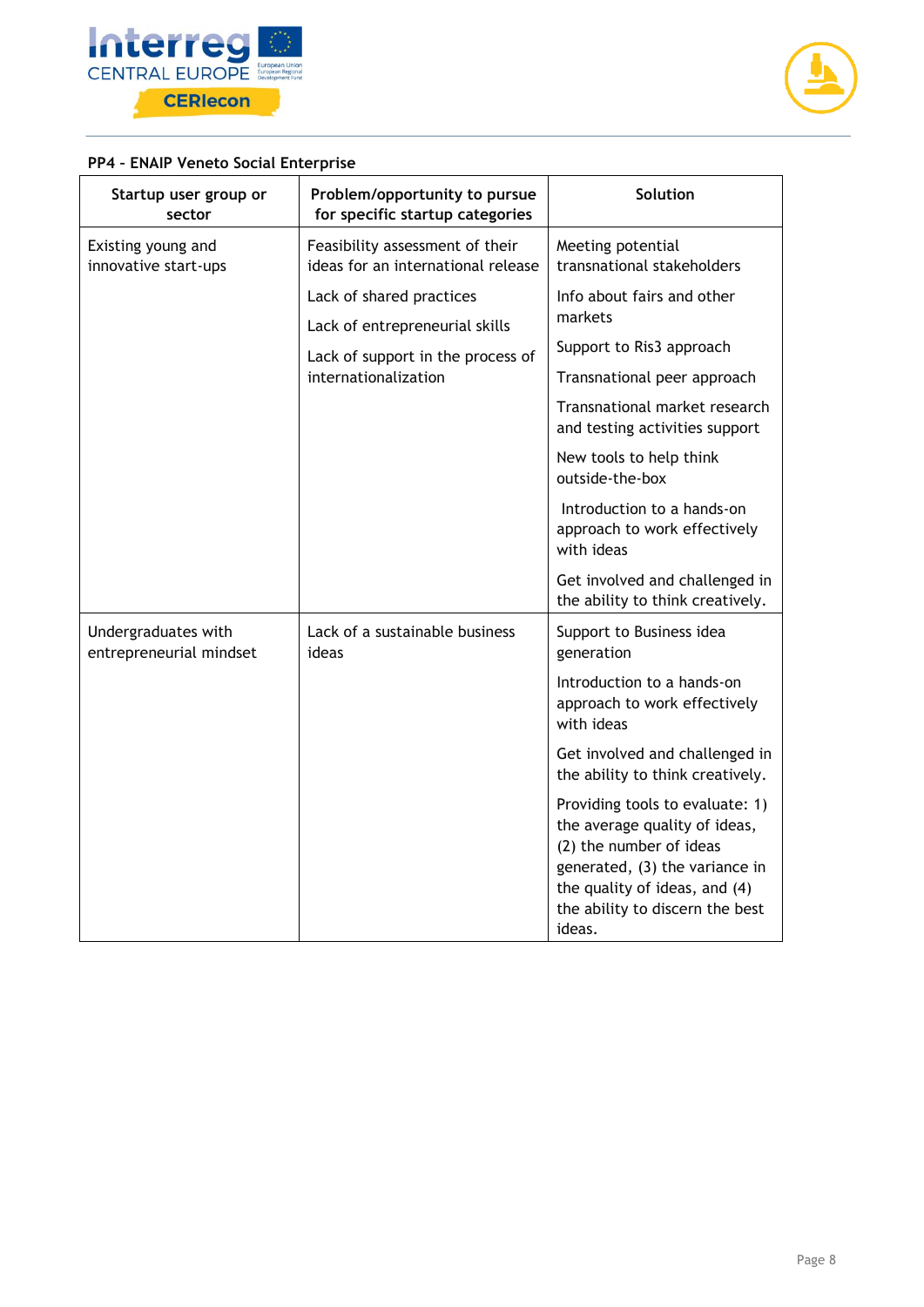**PP4 - ENAIP Veneto Social Enterprise**

| Startup user group or sector | Problem/opportunity to pursue for specific startup categories | Solution |
|---|---|---|
| Existing young and innovative start-ups | Feasibility assessment of their ideas for an international release<br><br>Lack of shared practices<br><br>Lack of entrepreneurial skills<br><br>Lack of support in the process of internationalization | Meeting potential transnational stakeholders<br><br>Info about fairs and other markets<br><br>Support to Ris3 approach<br><br>Transnational peer approach<br><br>Transnational market research and testing activities support<br><br>New tools to help think outside-the-box<br><br>Introduction to a hands-on approach to work effectively with ideas<br><br>Get involved and challenged in the ability to think creatively. |
| Undergraduates with entrepreneurial mindset | Lack of a sustainable business ideas | Support to Business idea generation<br><br>Introduction to a hands-on approach to work effectively with ideas<br><br>Get involved and challenged in the ability to think creatively.<br><br>Providing tools to evaluate: 1) the average quality of ideas, (2) the number of ideas generated, (3) the variance in the quality of ideas, and (4) the ability to discern the best ideas. |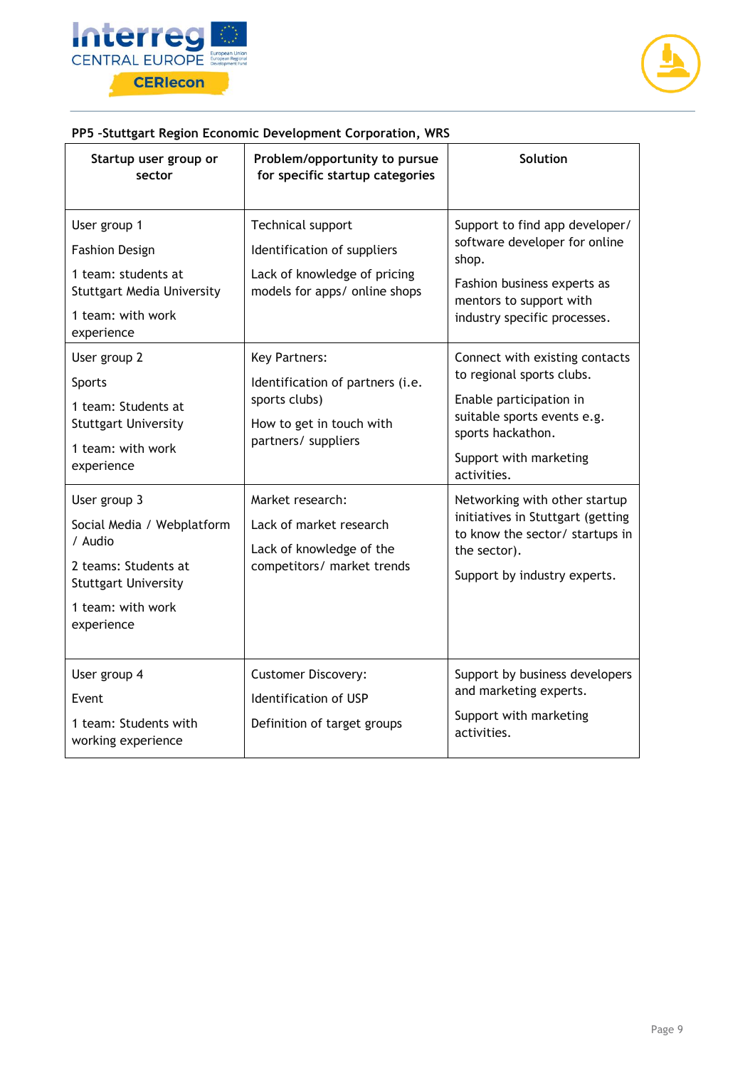**PP5 -Stuttgart Region Economic Development Corporation, WRS**

| Startup user group or sector | Problem/opportunity to pursue for specific startup categories | Solution |
|---|---|---|
| User group 1<br>Fashion Design<br>1 team: students at Stuttgart Media University<br>1 team: with work experience | Technical support<br>Identification of suppliers<br>Lack of knowledge of pricing models for apps/ online shops | Support to find app developer/ software developer for online shop.<br>Fashion business experts as mentors to support with industry specific processes. |
| User group 2<br>Sports<br>1 team: Students at Stuttgart University<br>1 team: with work experience | Key Partners:<br>Identification of partners (i.e. sports clubs)<br>How to get in touch with partners/ suppliers | Connect with existing contacts to regional sports clubs.<br>Enable participation in suitable sports events e.g. sports hackathon.<br>Support with marketing activities. |
| User group 3<br>Social Media / Webplatform / Audio<br>2 teams: Students at Stuttgart University<br>1 team: with work experience | Market research:<br>Lack of market research<br>Lack of knowledge of the competitors/ market trends | Networking with other startup initiatives in Stuttgart (getting to know the sector/ startups in the sector).<br>Support by industry experts. |
| User group 4<br>Event<br>1 team: Students with working experience | Customer Discovery:<br>Identification of USP<br>Definition of target groups | Support by business developers and marketing experts.<br>Support with marketing activities. |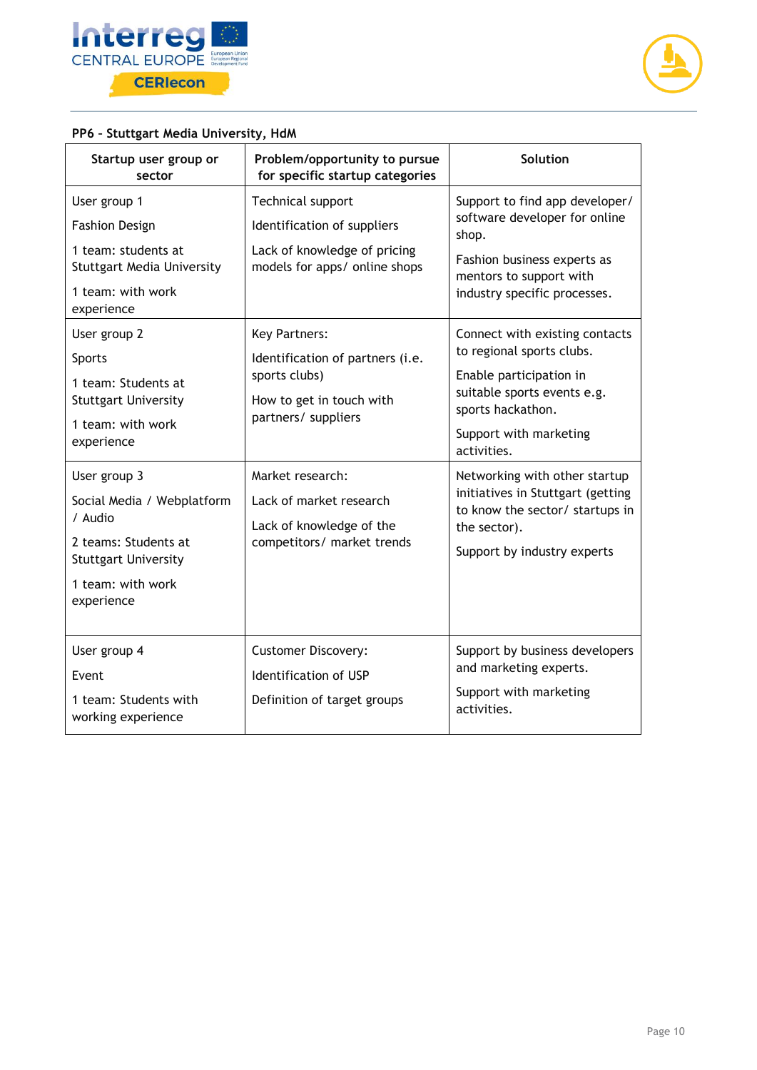**PP6 – Stuttgart Media University, HdM**

| Startup user group or sector | Problem/opportunity to pursue for specific startup categories | Solution |
|---|---|---|
| User group 1<br>Fashion Design<br>1 team: students at Stuttgart Media University<br>1 team: with work experience | Technical support<br>Identification of suppliers<br>Lack of knowledge of pricing models for apps/ online shops | Support to find app developer/ software developer for online shop.<br>Fashion business experts as mentors to support with industry specific processes. |
| User group 2<br>Sports<br>1 team: Students at Stuttgart University<br>1 team: with work experience | Key Partners:<br>Identification of partners (i.e. sports clubs)<br>How to get in touch with partners/ suppliers | Connect with existing contacts to regional sports clubs.<br>Enable participation in suitable sports events e.g. sports hackathon.<br>Support with marketing activities. |
| User group 3<br>Social Media / Webplatform / Audio<br>2 teams: Students at Stuttgart University<br>1 team: with work experience | Market research:<br>Lack of market research<br>Lack of knowledge of the competitors/ market trends | Networking with other startup initiatives in Stuttgart (getting to know the sector/ startups in the sector).<br>Support by industry experts |
| User group 4<br>Event<br>1 team: Students with working experience | Customer Discovery:<br>Identification of USP<br>Definition of target groups | Support by business developers and marketing experts.<br>Support with marketing activities. |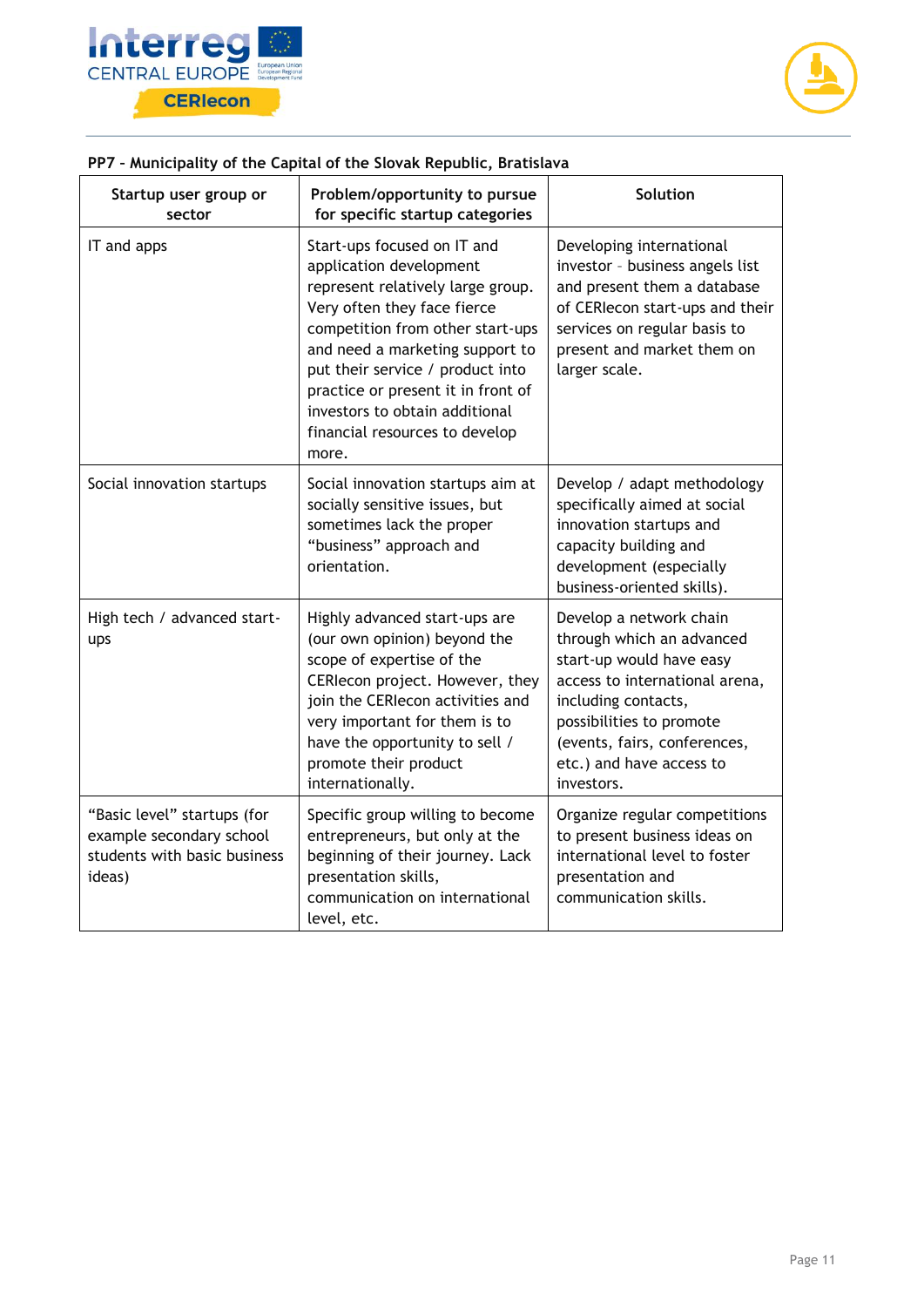**PP7 - Municipality of the Capital of the Slovak Republic, Bratislava**

| Startup user group or sector | Problem/opportunity to pursue for specific startup categories | Solution |
|---|---|---|
| IT and apps | Start-ups focused on IT and application development represent relatively large group. Very often they face fierce competition from other start-ups and need a marketing support to put their service / product into practice or present it in front of investors to obtain additional financial resources to develop more. | Developing international investor - business angels list and present them a database of CERIecon start-ups and their services on regular basis to present and market them on larger scale. |
| Social innovation startups | Social innovation startups aim at socially sensitive issues, but sometimes lack the proper "business" approach and orientation. | Develop / adapt methodology specifically aimed at social innovation startups and capacity building and development (especially business-oriented skills). |
| High tech / advanced start-ups | Highly advanced start-ups are (our own opinion) beyond the scope of expertise of the CERIecon project. However, they join the CERIecon activities and very important for them is to have the opportunity to sell / promote their product internationally. | Develop a network chain through which an advanced start-up would have easy access to international arena, including contacts, possibilities to promote (events, fairs, conferences, etc.) and have access to investors. |
| "Basic level" startups (for example secondary school students with basic business ideas) | Specific group willing to become entrepreneurs, but only at the beginning of their journey. Lack presentation skills, communication on international level, etc. | Organize regular competitions to present business ideas on international level to foster presentation and communication skills. |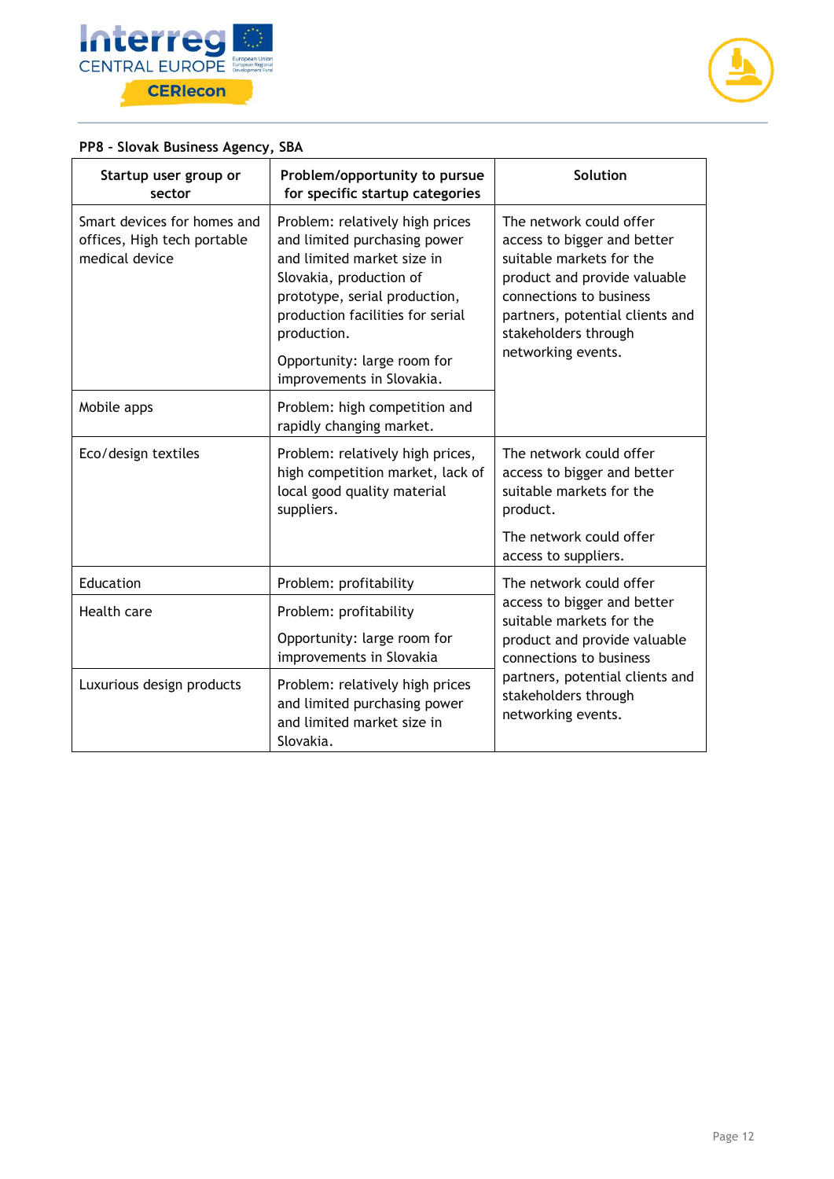**PP8 - Slovak Business Agency, SBA**

| Startup user group or sector | Problem/opportunity to pursue for specific startup categories | Solution |
|---|---|---|
| Smart devices for homes and offices, High tech portable medical device | Problem: relatively high prices and limited purchasing power and limited market size in Slovakia, production of prototype, serial production, production facilities for serial production. Opportunity: large room for improvements in Slovakia. | The network could offer access to bigger and better suitable markets for the product and provide valuable connections to business partners, potential clients and stakeholders through networking events. |
| Mobile apps | Problem: high competition and rapidly changing market. | |
| Eco/design textiles | Problem: relatively high prices, high competition market, lack of local good quality material suppliers. | The network could offer access to bigger and better suitable markets for the product. The network could offer access to suppliers. |
| Education | Problem: profitability | The network could offer access to bigger and better suitable markets for the product and provide valuable connections to business partners, potential clients and stakeholders through networking events. |
| Health care | Problem: profitability Opportunity: large room for improvements in Slovakia | |
| Luxurious design products | Problem: relatively high prices and limited purchasing power and limited market size in Slovakia. | |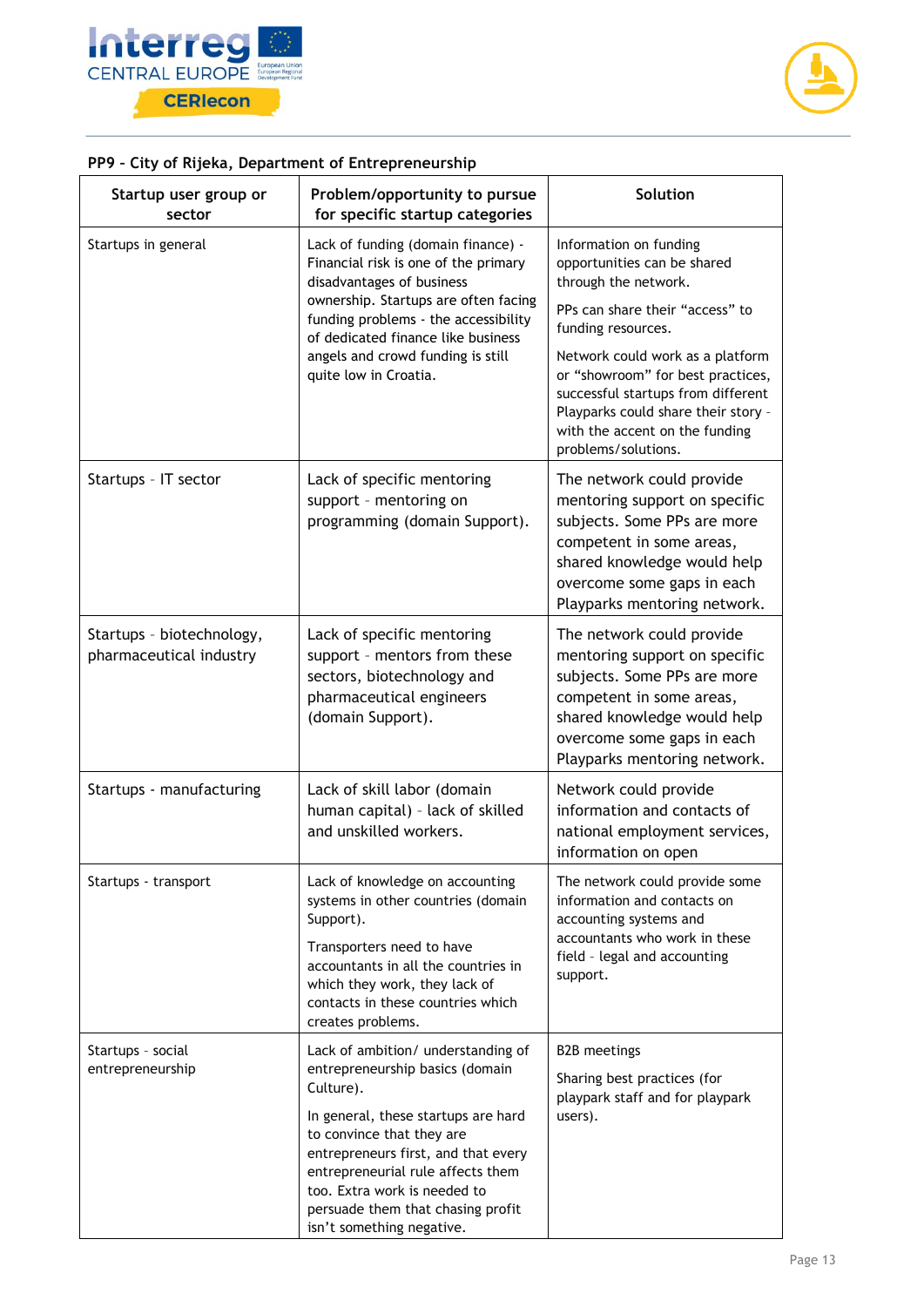**PP9 - City of Rijeka, Department of Entrepreneurship**

| Startup user group or sector | Problem/opportunity to pursue for specific startup categories | Solution |
|---|---|---|
| Startups in general | Lack of funding (domain finance) - Financial risk is one of the primary disadvantages of business ownership. Startups are often facing funding problems - the accessibility of dedicated finance like business angels and crowd funding is still quite low in Croatia. | Information on funding opportunities can be shared through the network.<br><br>PPs can share their "access" to funding resources.<br><br>Network could work as a platform or "showroom" for best practices, successful startups from different Playparks could share their story - with the accent on the funding problems/solutions. |
| Startups - IT sector | Lack of specific mentoring support - mentoring on programming (domain Support). | The network could provide mentoring support on specific subjects. Some PPs are more competent in some areas, shared knowledge would help overcome some gaps in each Playparks mentoring network. |
| Startups - biotechnology, pharmaceutical industry | Lack of specific mentoring support - mentors from these sectors, biotechnology and pharmaceutical engineers (domain Support). | The network could provide mentoring support on specific subjects. Some PPs are more competent in some areas, shared knowledge would help overcome some gaps in each Playparks mentoring network. |
| Startups - manufacturing | Lack of skill labor (domain human capital) - lack of skilled and unskilled workers. | Network could provide information and contacts of national employment services, information on open |
| Startups - transport | Lack of knowledge on accounting systems in other countries (domain Support).<br><br>Transporters need to have accountants in all the countries in which they work, they lack of contacts in these countries which creates problems. | The network could provide some information and contacts on accounting systems and accountants who work in these field - legal and accounting support. |
| Startups - social entrepreneurship | Lack of ambition/ understanding of entrepreneurship basics (domain Culture).<br><br>In general, these startups are hard to convince that they are entrepreneurs first, and that every entrepreneurial rule affects them too. Extra work is needed to persuade them that chasing profit isn't something negative. | B2B meetings<br><br>Sharing best practices (for playpark staff and for playpark users). |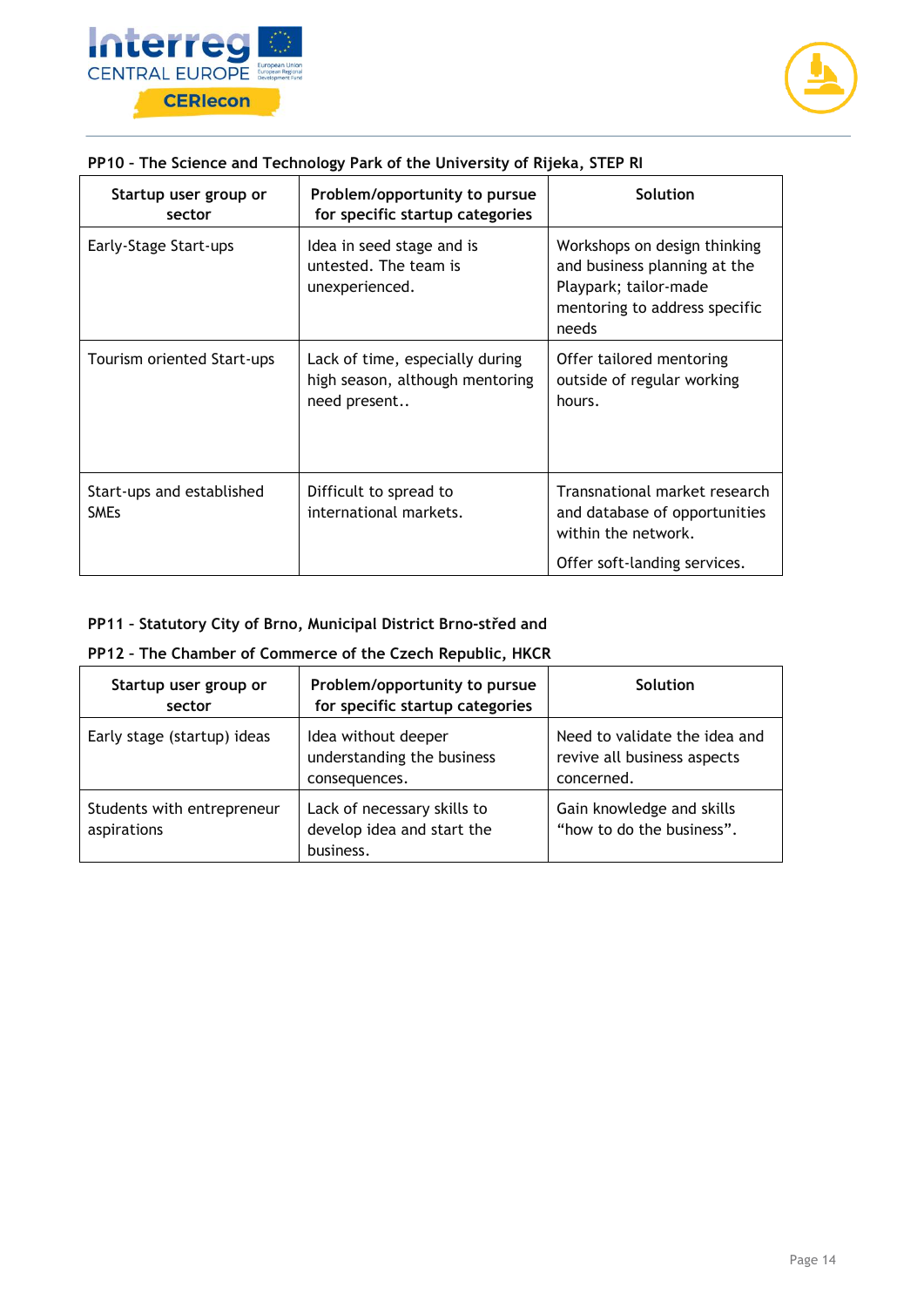**PP10 - The Science and Technology Park of the University of Rijeka, STEP RI**

| Startup user group or sector | Problem/opportunity to pursue for specific startup categories | Solution |
|---|---|---|
| Early-Stage Start-ups | Idea in seed stage and is untested. The team is unexperienced. | Workshops on design thinking and business planning at the Playpark; tailor-made mentoring to address specific needs |
| Tourism oriented Start-ups | Lack of time, especially during high season, although mentoring need present.. | Offer tailored mentoring outside of regular working hours. |
| Start-ups and established SMEs | Difficult to spread to international markets. | Transnational market research and database of opportunities within the network.<br><br>Offer soft-landing services. |

**PP11 - Statutory City of Brno, Municipal District Brno-střed and**

**PP12 - The Chamber of Commerce of the Czech Republic, HKCR**

| Startup user group or sector | Problem/opportunity to pursue for specific startup categories | Solution |
|---|---|---|
| Early stage (startup) ideas | Idea without deeper understanding the business consequences. | Need to validate the idea and revive all business aspects concerned. |
| Students with entrepreneur aspirations | Lack of necessary skills to develop idea and start the business. | Gain knowledge and skills "how to do the business". |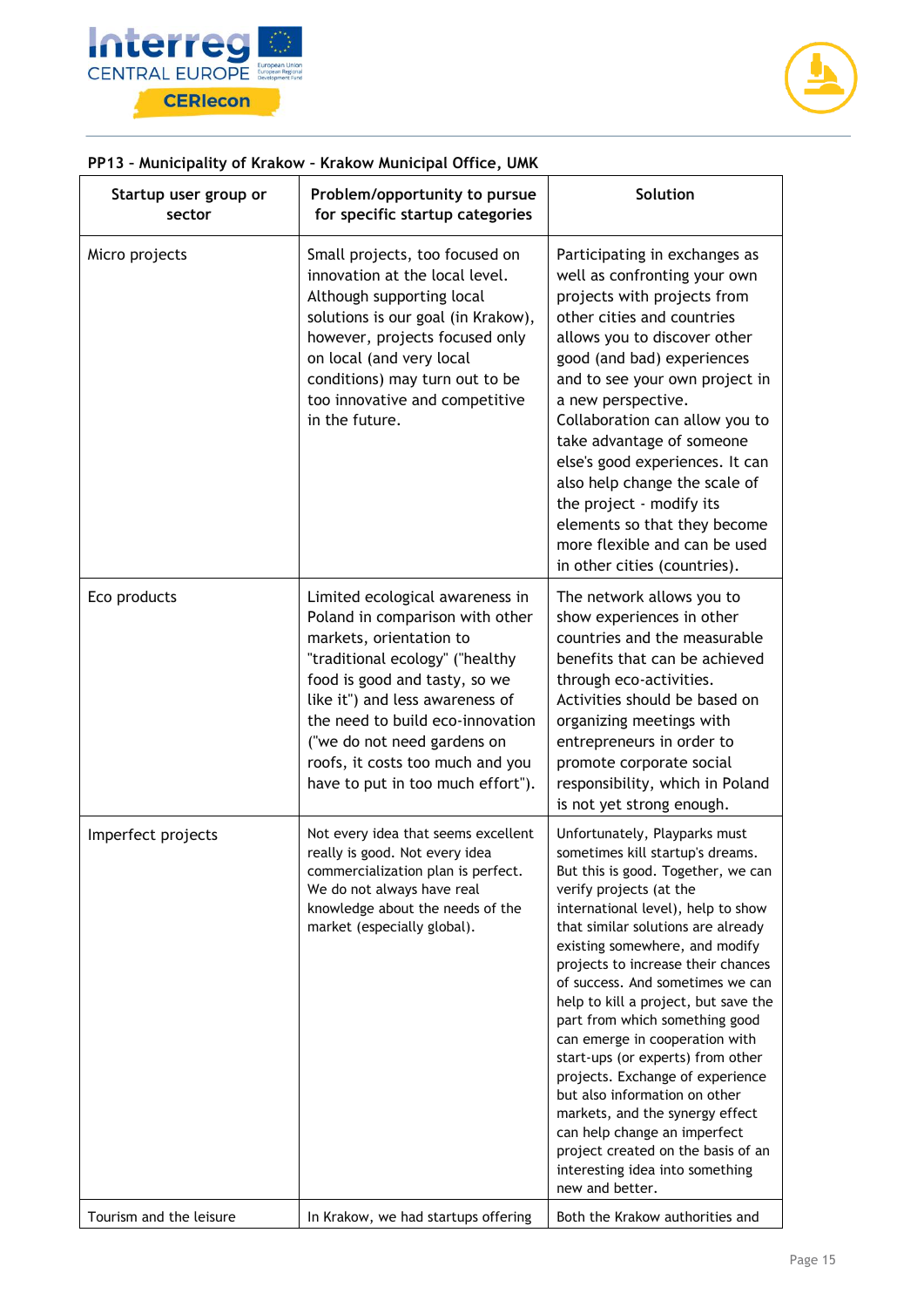**PP13 – Municipality of Krakow – Krakow Municipal Office, UMK**

| Startup user group or sector | Problem/opportunity to pursue for specific startup categories | Solution |
|---|---|---|
| Micro projects | Small projects, too focused on innovation at the local level. Although supporting local solutions is our goal (in Krakow), however, projects focused only on local (and very local conditions) may turn out to be too innovative and competitive in the future. | Participating in exchanges as well as confronting your own projects with projects from other cities and countries allows you to discover other good (and bad) experiences and to see your own project in a new perspective. Collaboration can allow you to take advantage of someone else's good experiences. It can also help change the scale of the project - modify its elements so that they become more flexible and can be used in other cities (countries). |
| Eco products | Limited ecological awareness in Poland in comparison with other markets, orientation to "traditional ecology" ("healthy food is good and tasty, so we like it") and less awareness of the need to build eco-innovation ("we do not need gardens on roofs, it costs too much and you have to put in too much effort"). | The network allows you to show experiences in other countries and the measurable benefits that can be achieved through eco-activities. Activities should be based on organizing meetings with entrepreneurs in order to promote corporate social responsibility, which in Poland is not yet strong enough. |
| Imperfect projects | Not every idea that seems excellent really is good. Not every idea commercialization plan is perfect. We do not always have real knowledge about the needs of the market (especially global). | Unfortunately, Playparks must sometimes kill startup's dreams. But this is good. Together, we can verify projects (at the international level), help to show that similar solutions are already existing somewhere, and modify projects to increase their chances of success. And sometimes we can help to kill a project, but save the part from which something good can emerge in cooperation with start-ups (or experts) from other projects. Exchange of experience but also information on other markets, and the synergy effect can help change an imperfect project created on the basis of an interesting idea into something new and better. |
| Tourism and the leisure | In Krakow, we had startups offering | Both the Krakow authorities and |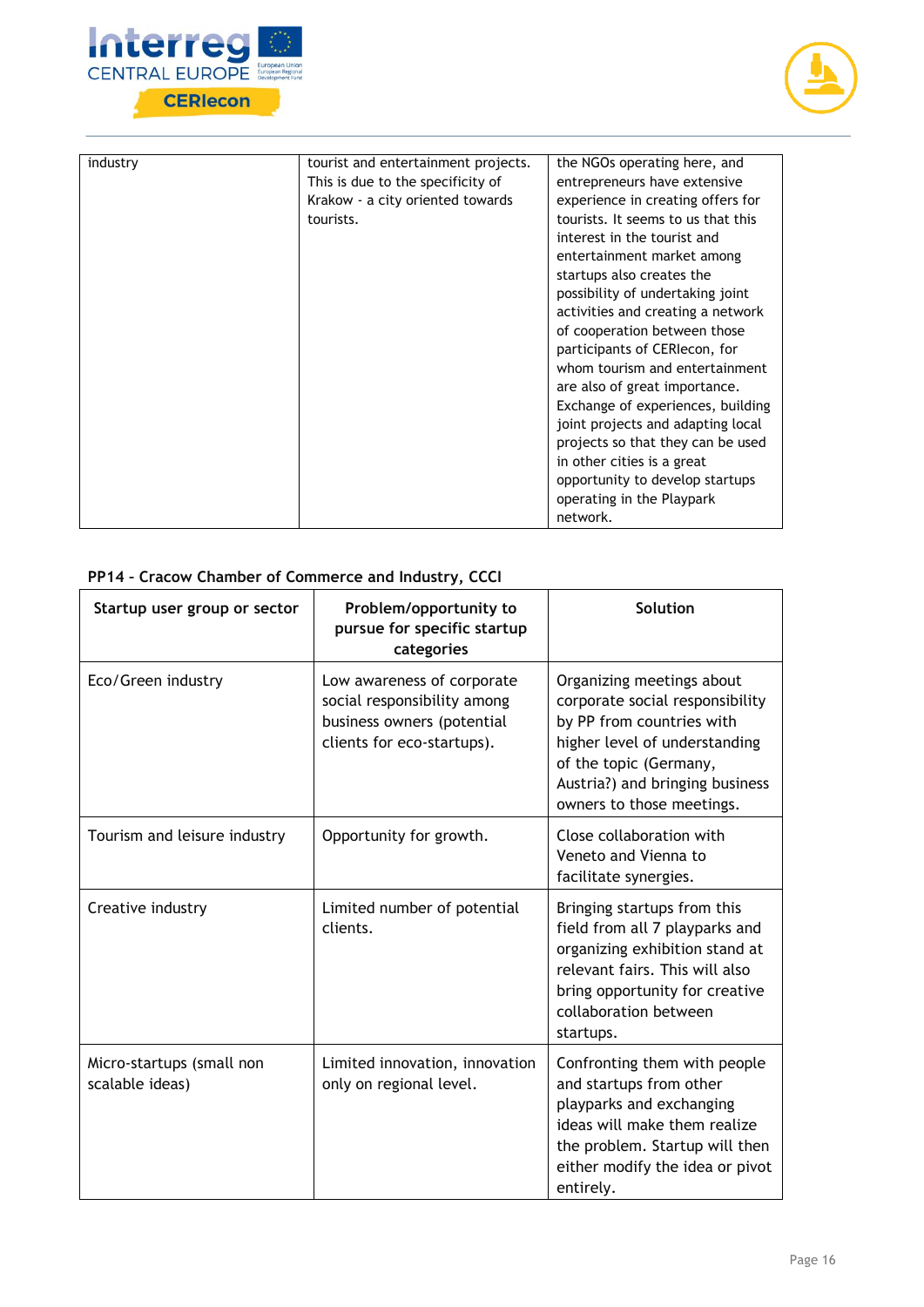| industry | tourist and entertainment projects. This is due to the specificity of Krakow - a city oriented towards tourists. | the NGOs operating here, and entrepreneurs have extensive experience in creating offers for tourists. It seems to us that this interest in the tourist and entertainment market among startups also creates the possibility of undertaking joint activities and creating a network of cooperation between those participants of CERIecon, for whom tourism and entertainment are also of great importance. Exchange of experiences, building joint projects and adapting local projects so that they can be used in other cities is a great opportunity to develop startups operating in the Playpark network. |
|---|---|---|

**PP14 – Cracow Chamber of Commerce and Industry, CCCI**

| Startup user group or sector | Problem/opportunity to pursue for specific startup categories | Solution |
|---|---|---|
| Eco/Green industry | Low awareness of corporate social responsibility among business owners (potential clients for eco-startups). | Organizing meetings about corporate social responsibility by PP from countries with higher level of understanding of the topic (Germany, Austria?) and bringing business owners to those meetings. |
| Tourism and leisure industry | Opportunity for growth. | Close collaboration with Veneto and Vienna to facilitate synergies. |
| Creative industry | Limited number of potential clients. | Bringing startups from this field from all 7 playparks and organizing exhibition stand at relevant fairs. This will also bring opportunity for creative collaboration between startups. |
| Micro-startups (small non scalable ideas) | Limited innovation, innovation only on regional level. | Confronting them with people and startups from other playparks and exchanging ideas will make them realize the problem. Startup will then either modify the idea or pivot entirely. |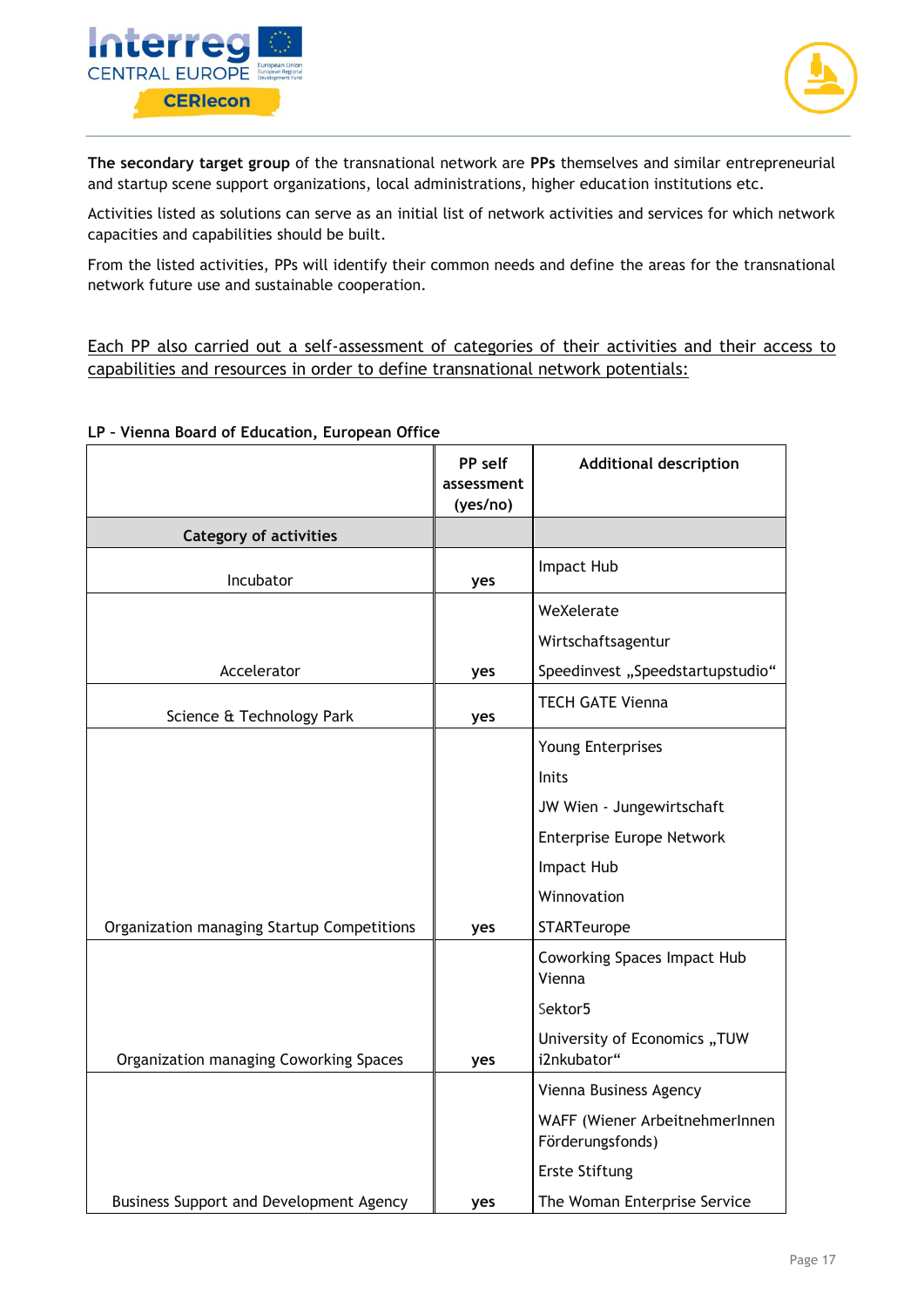**The secondary target group** of the transnational network are **PPs** themselves and similar entrepreneurial and startup scene support organizations, local administrations, higher education institutions etc.

Activities listed as solutions can serve as an initial list of network activities and services for which network capacities and capabilities should be built.

From the listed activities, PPs will identify their common needs and define the areas for the transnational network future use and sustainable cooperation.

<u>Each PP also carried out a self-assessment of categories of their activities and their access to capabilities and resources in order to define transnational network potentials:</u>

**LP – Vienna Board of Education, European Office**

| | **PP self assessment (yes/no)** | **Additional description** |
|---|---|---|
| **Category of activities** | | |
| Incubator | **yes** | Impact Hub |
| Accelerator | **yes** | WeXelerate<br>Wirtschaftsagentur<br>Speedinvest „Speedstartupstudio“ |
| Science & Technology Park | **yes** | TECH GATE Vienna |
| Organization managing Startup Competitions | **yes** | Young Enterprises<br>Inits<br>JW Wien - Jungewirtschaft<br>Enterprise Europe Network<br>Impact Hub<br>Winnovation<br>STARTeurope |
| Organization managing Coworking Spaces | **yes** | Coworking Spaces Impact Hub Vienna<br>Sektor5<br>University of Economics „TUW i2nkubator“ |
| Business Support and Development Agency | **yes** | Vienna Business Agency<br>WAFF (Wiener ArbeitnehmerInnen Förderungsfonds)<br>Erste Stiftung<br>The Woman Enterprise Service |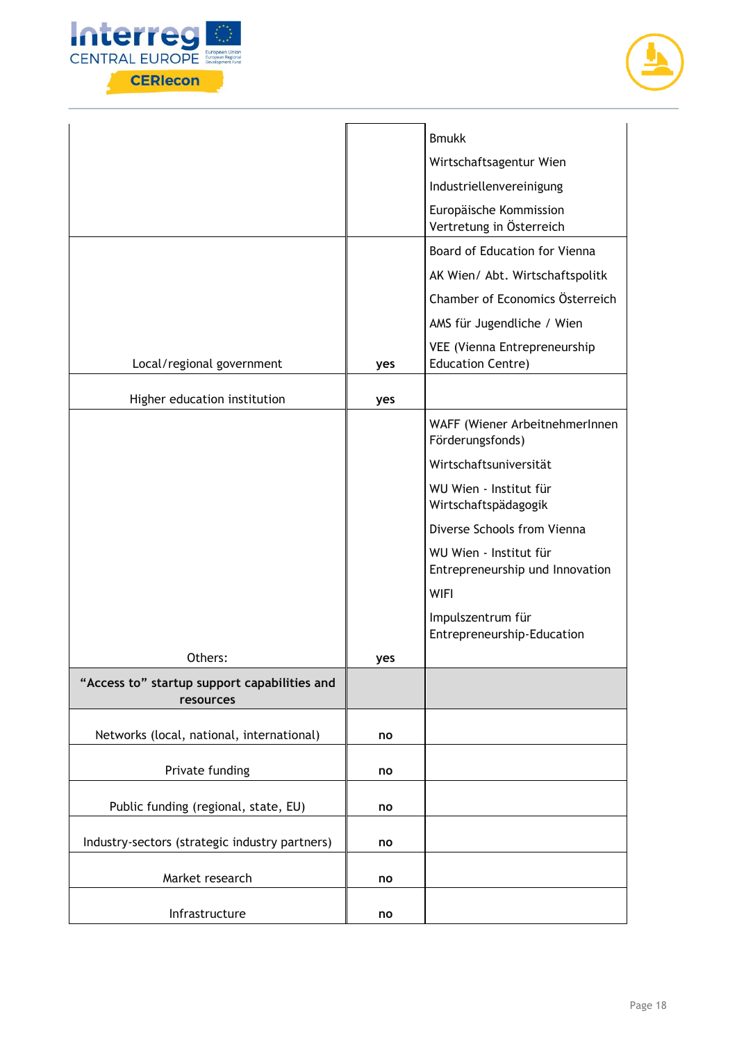| | | |
|---|---|---|
| | | Bmukk<br>Wirtschaftsagentur Wien<br>Industriellenvereinigung<br>Europäische Kommission Vertretung in Österreich |
| Local/regional government | yes | Board of Education for Vienna<br>AK Wien/ Abt. Wirtschaftspolitk<br>Chamber of Economics Österreich<br>AMS für Jugendliche / Wien<br>VEE (Vienna Entrepreneurship Education Centre) |
| Higher education institution | yes | |
| Others: | yes | WAFF (Wiener ArbeitnehmerInnen Förderungsfonds)<br>Wirtschaftsuniversität<br>WU Wien - Institut für Wirtschaftspädagogik<br>Diverse Schools from Vienna<br>WU Wien - Institut für Entrepreneurship und Innovation<br>WIFI<br>Impulszentrum für Entrepreneurship-Education |
| **"Access to" startup support capabilities and resources** | | |
| Networks (local, national, international) | **no** | |
| Private funding | **no** | |
| Public funding (regional, state, EU) | **no** | |
| Industry-sectors (strategic industry partners) | **no** | |
| Market research | **no** | |
| Infrastructure | **no** | |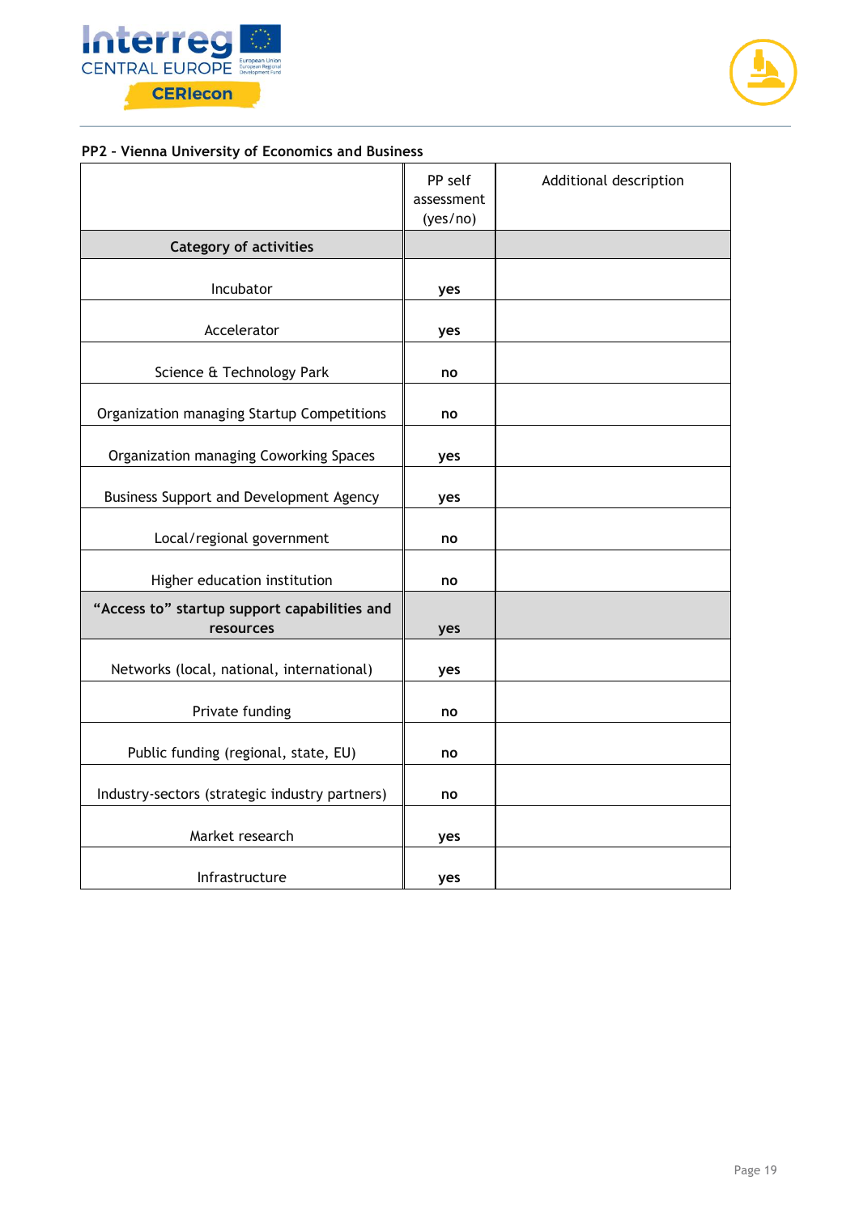**PP2 – Vienna University of Economics and Business**

| | PP self assessment (yes/no) | Additional description |
|---|---|---|
| **Category of activities** | | |
| Incubator | **yes** | |
| Accelerator | **yes** | |
| Science & Technology Park | **no** | |
| Organization managing Startup Competitions | **no** | |
| Organization managing Coworking Spaces | **yes** | |
| Business Support and Development Agency | **yes** | |
| Local/regional government | **no** | |
| Higher education institution | **no** | |
| **"Access to" startup support capabilities and resources** | **yes** | |
| Networks (local, national, international) | **yes** | |
| Private funding | **no** | |
| Public funding (regional, state, EU) | **no** | |
| Industry-sectors (strategic industry partners) | **no** | |
| Market research | **yes** | |
| Infrastructure | **yes** | |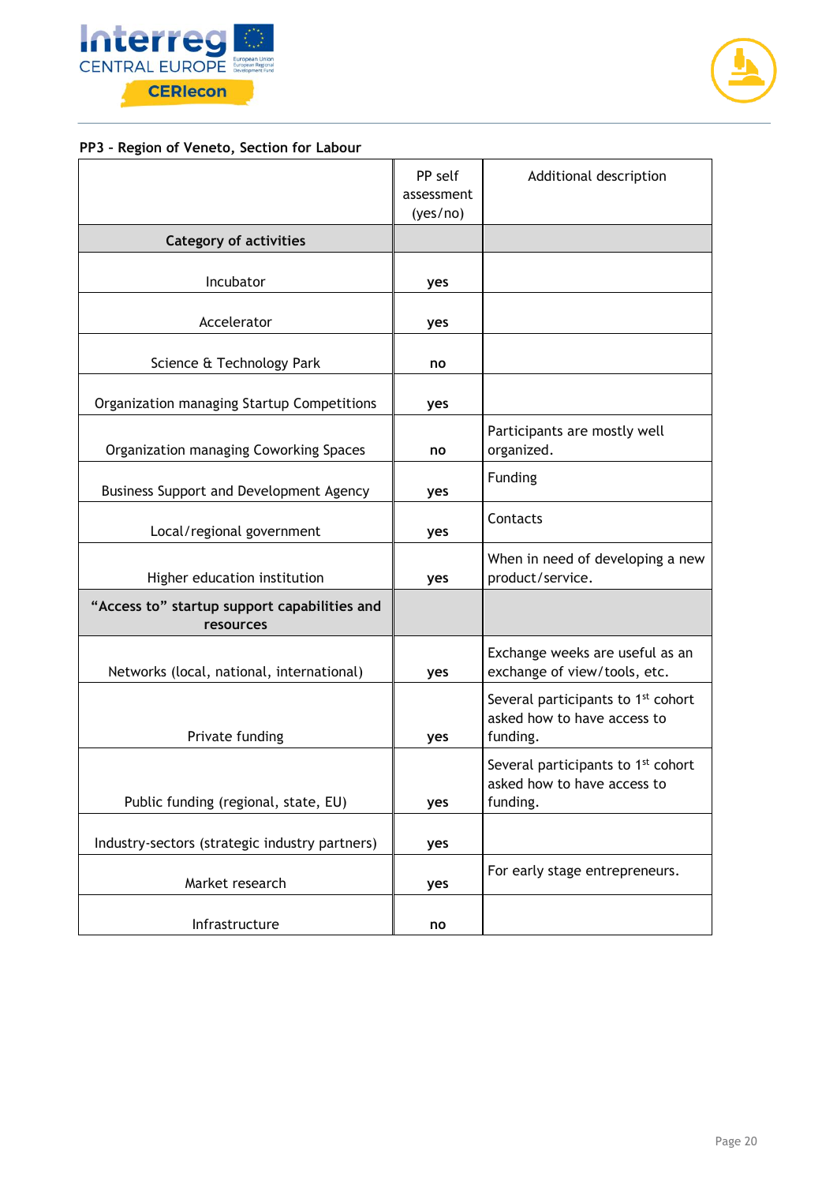**PP3 – Region of Veneto, Section for Labour**

| | PP self assessment (yes/no) | Additional description |
|---|---|---|
| **Category of activities** | | |
| Incubator | **yes** | |
| Accelerator | **yes** | |
| Science & Technology Park | **no** | |
| Organization managing Startup Competitions | **yes** | |
| Organization managing Coworking Spaces | **no** | Participants are mostly well organized. |
| Business Support and Development Agency | **yes** | Funding |
| Local/regional government | **yes** | Contacts |
| Higher education institution | **yes** | When in need of developing a new product/service. |
| **"Access to" startup support capabilities and resources** | | |
| Networks (local, national, international) | **yes** | Exchange weeks are useful as an exchange of view/tools, etc. |
| Private funding | **yes** | Several participants to 1st cohort asked how to have access to funding. |
| Public funding (regional, state, EU) | **yes** | Several participants to 1st cohort asked how to have access to funding. |
| Industry-sectors (strategic industry partners) | **yes** | |
| Market research | **yes** | For early stage entrepreneurs. |
| Infrastructure | **no** | |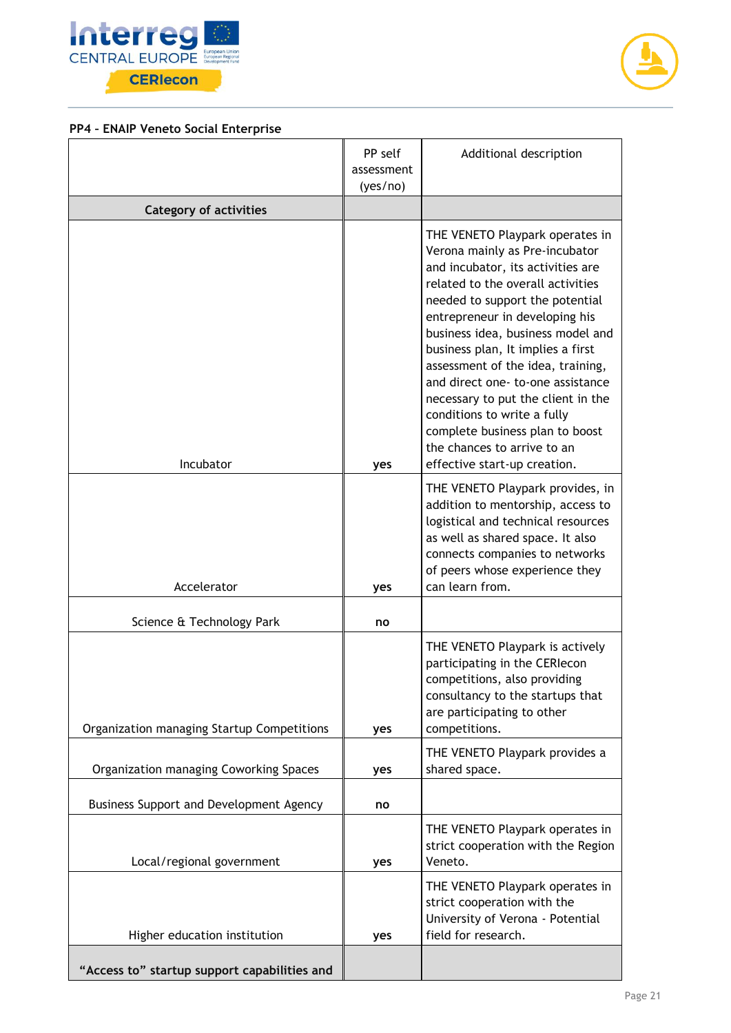**PP4 - ENAIP Veneto Social Enterprise**

| | PP self assessment (yes/no) | Additional description |
|---|---|---|
| **Category of activities** | | |
| Incubator | **yes** | THE VENETO Playpark operates in Verona mainly as Pre-incubator and incubator, its activities are related to the overall activities needed to support the potential entrepreneur in developing his business idea, business model and business plan, It implies a first assessment of the idea, training, and direct one- to-one assistance necessary to put the client in the conditions to write a fully complete business plan to boost the chances to arrive to an effective start-up creation. |
| Accelerator | **yes** | THE VENETO Playpark provides, in addition to mentorship, access to logistical and technical resources as well as shared space. It also connects companies to networks of peers whose experience they can learn from. |
| Science & Technology Park | **no** | |
| Organization managing Startup Competitions | **yes** | THE VENETO Playpark is actively participating in the CERIecon competitions, also providing consultancy to the startups that are participating to other competitions. |
| Organization managing Coworking Spaces | **yes** | THE VENETO Playpark provides a shared space. |
| Business Support and Development Agency | **no** | |
| Local/regional government | **yes** | THE VENETO Playpark operates in strict cooperation with the Region Veneto. |
| Higher education institution | **yes** | THE VENETO Playpark operates in strict cooperation with the University of Verona - Potential field for research. |
| **“Access to” startup support capabilities and** | | |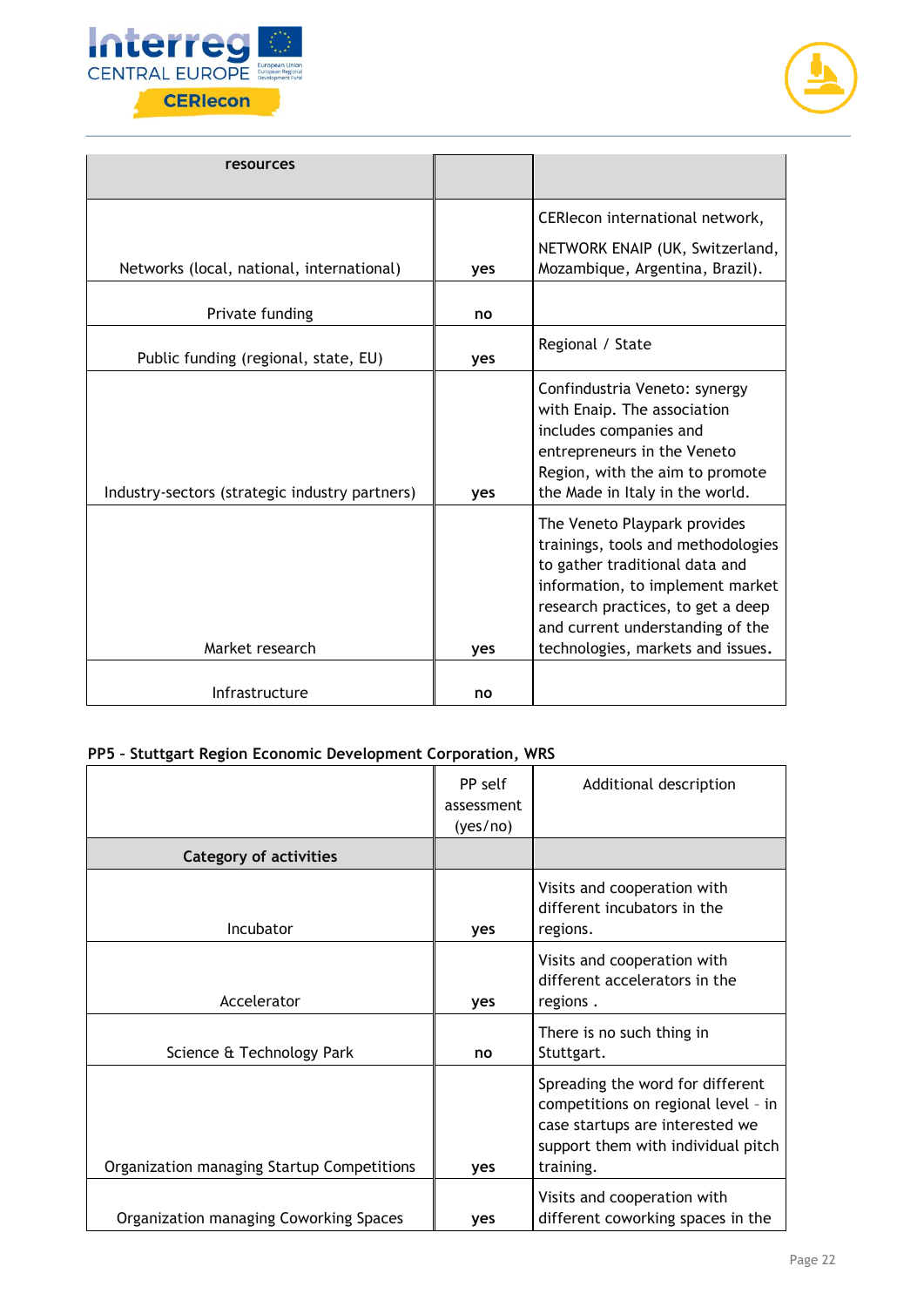| resources | | |
|---|---|---|
| Networks (local, national, international) | yes | CERIecon international network,<br><br>NETWORK ENAIP (UK, Switzerland, Mozambique, Argentina, Brazil). |
| Private funding | no | |
| Public funding (regional, state, EU) | yes | Regional / State |
| Industry-sectors (strategic industry partners) | yes | Confindustria Veneto: synergy with Enaip. The association includes companies and entrepreneurs in the Veneto Region, with the aim to promote the Made in Italy in the world. |
| Market research | yes | The Veneto Playpark provides trainings, tools and methodologies to gather traditional data and information, to implement market research practices, to get a deep and current understanding of the technologies, markets and issues. |
| Infrastructure | no | |

**PP5 – Stuttgart Region Economic Development Corporation, WRS**

| | PP self assessment (yes/no) | Additional description |
|---|---|---|
| **Category of activities** | | |
| Incubator | yes | Visits and cooperation with different incubators in the regions. |
| Accelerator | yes | Visits and cooperation with different accelerators in the regions . |
| Science & Technology Park | no | There is no such thing in Stuttgart. |
| Organization managing Startup Competitions | yes | Spreading the word for different competitions on regional level – in case startups are interested we support them with individual pitch training. |
| Organization managing Coworking Spaces | yes | Visits and cooperation with different coworking spaces in the |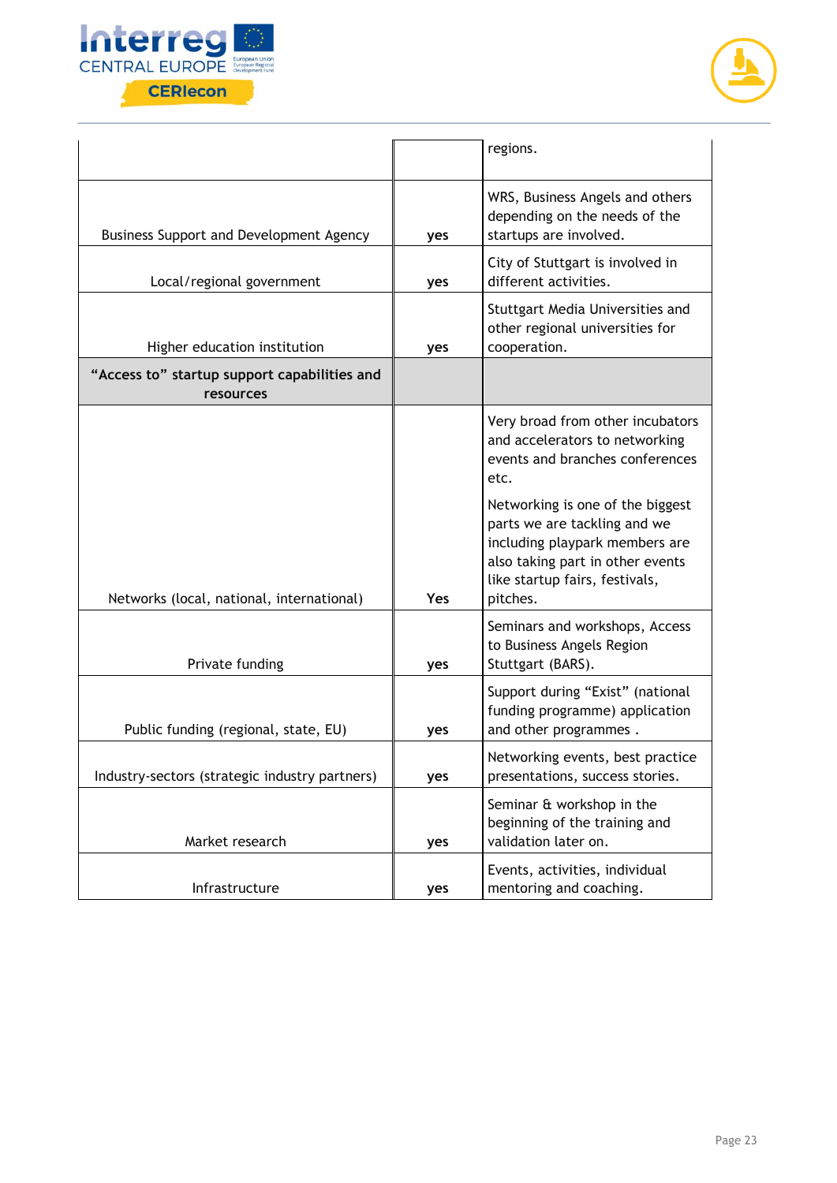| | | |
|---|---|---|
| | | regions. |
| Business Support and Development Agency | yes | WRS, Business Angels and others depending on the needs of the startups are involved. |
| Local/regional government | yes | City of Stuttgart is involved in different activities. |
| Higher education institution | yes | Stuttgart Media Universities and other regional universities for cooperation. |
| **“Access to” startup support capabilities and resources** | | |
| Networks (local, national, international) | Yes | Very broad from other incubators and accelerators to networking events and branches conferences etc.<br><br>Networking is one of the biggest parts we are tackling and we including playpark members are also taking part in other events like startup fairs, festivals, pitches. |
| Private funding | yes | Seminars and workshops, Access to Business Angels Region Stuttgart (BARS). |
| Public funding (regional, state, EU) | yes | Support during “Exist” (national funding programme) application and other programmes . |
| Industry-sectors (strategic industry partners) | yes | Networking events, best practice presentations, success stories. |
| Market research | yes | Seminar & workshop in the beginning of the training and validation later on. |
| Infrastructure | yes | Events, activities, individual mentoring and coaching. |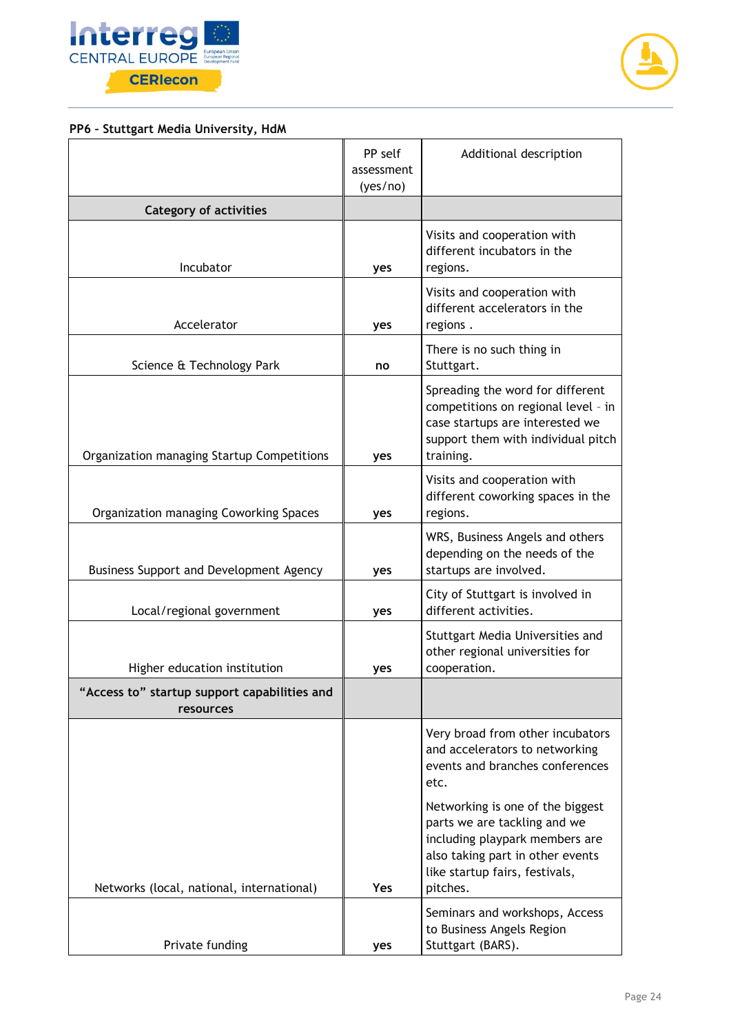**PP6 – Stuttgart Media University, HdM**

| | PP self assessment (yes/no) | Additional description |
|---|---|---|
| **Category of activities** | | |
| Incubator | **yes** | Visits and cooperation with different incubators in the regions. |
| Accelerator | **yes** | Visits and cooperation with different accelerators in the regions . |
| Science & Technology Park | **no** | There is no such thing in Stuttgart. |
| Organization managing Startup Competitions | **yes** | Spreading the word for different competitions on regional level – in case startups are interested we support them with individual pitch training. |
| Organization managing Coworking Spaces | **yes** | Visits and cooperation with different coworking spaces in the regions. |
| Business Support and Development Agency | **yes** | WRS, Business Angels and others depending on the needs of the startups are involved. |
| Local/regional government | **yes** | City of Stuttgart is involved in different activities. |
| Higher education institution | **yes** | Stuttgart Media Universities and other regional universities for cooperation. |
| **"Access to" startup support capabilities and resources** | | |
| Networks (local, national, international) | **Yes** | Very broad from other incubators and accelerators to networking events and branches conferences etc.<br><br>Networking is one of the biggest parts we are tackling and we including playpark members are also taking part in other events like startup fairs, festivals, pitches. |
| Private funding | **yes** | Seminars and workshops, Access to Business Angels Region Stuttgart (BARS). |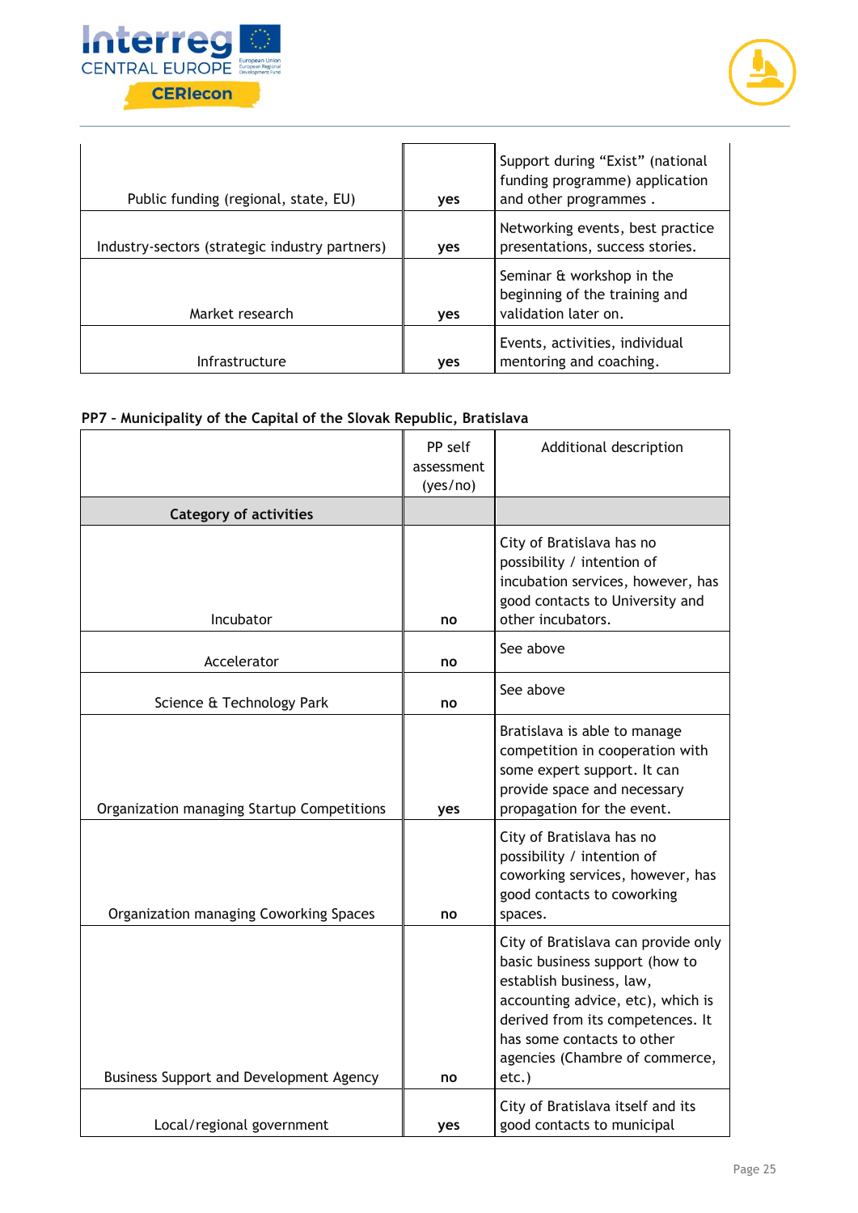| | | |
|---|---|---|
| Public funding (regional, state, EU) | yes | Support during “Exist” (national funding programme) application and other programmes . |
| Industry-sectors (strategic industry partners) | yes | Networking events, best practice presentations, success stories. |
| Market research | yes | Seminar & workshop in the beginning of the training and validation later on. |
| Infrastructure | yes | Events, activities, individual mentoring and coaching. |

**PP7 - Municipality of the Capital of the Slovak Republic, Bratislava**

| | PP self assessment (yes/no) | Additional description |
|---|---|---|
| **Category of activities** | | |
| Incubator | no | City of Bratislava has no possibility / intention of incubation services, however, has good contacts to University and other incubators. |
| Accelerator | no | See above |
| Science & Technology Park | no | See above |
| Organization managing Startup Competitions | yes | Bratislava is able to manage competition in cooperation with some expert support. It can provide space and necessary propagation for the event. |
| Organization managing Coworking Spaces | no | City of Bratislava has no possibility / intention of coworking services, however, has good contacts to coworking spaces. |
| Business Support and Development Agency | no | City of Bratislava can provide only basic business support (how to establish business, law, accounting advice, etc), which is derived from its competences. It has some contacts to other agencies (Chambre of commerce, etc.) |
| Local/regional government | yes | City of Bratislava itself and its good contacts to municipal |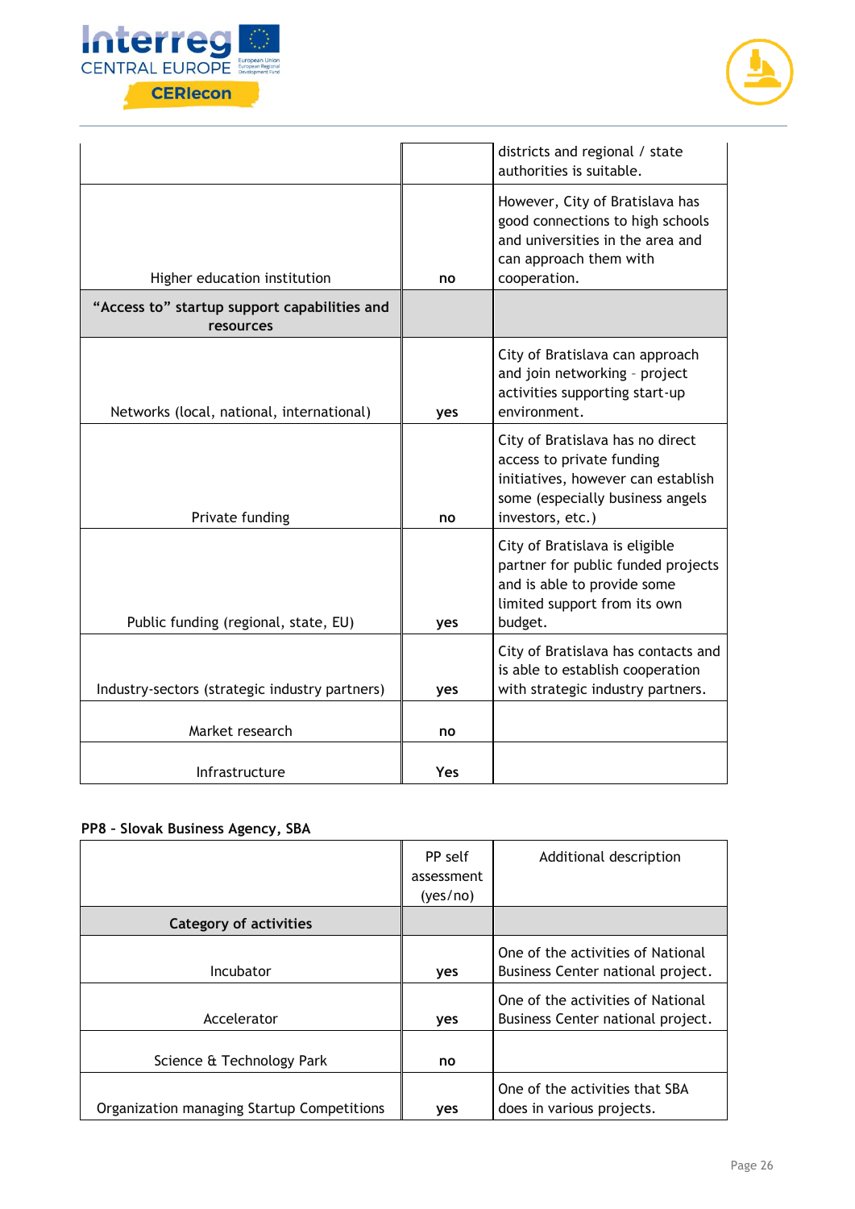| | | |
|---|---|---|
| | | districts and regional / state authorities is suitable. |
| Higher education institution | no | However, City of Bratislava has good connections to high schools and universities in the area and can approach them with cooperation. |
| **"Access to" startup support capabilities and resources** | | |
| Networks (local, national, international) | **yes** | City of Bratislava can approach and join networking - project activities supporting start-up environment. |
| Private funding | **no** | City of Bratislava has no direct access to private funding initiatives, however can establish some (especially business angels investors, etc.) |
| Public funding (regional, state, EU) | **yes** | City of Bratislava is eligible partner for public funded projects and is able to provide some limited support from its own budget. |
| Industry-sectors (strategic industry partners) | **yes** | City of Bratislava has contacts and is able to establish cooperation with strategic industry partners. |
| Market research | **no** | |
| Infrastructure | **Yes** | |

**PP8 – Slovak Business Agency, SBA**

| | PP self assessment (yes/no) | Additional description |
|---|---|---|
| **Category of activities** | | |
| Incubator | **yes** | One of the activities of National Business Center national project. |
| Accelerator | **yes** | One of the activities of National Business Center national project. |
| Science & Technology Park | **no** | |
| Organization managing Startup Competitions | **yes** | One of the activities that SBA does in various projects. |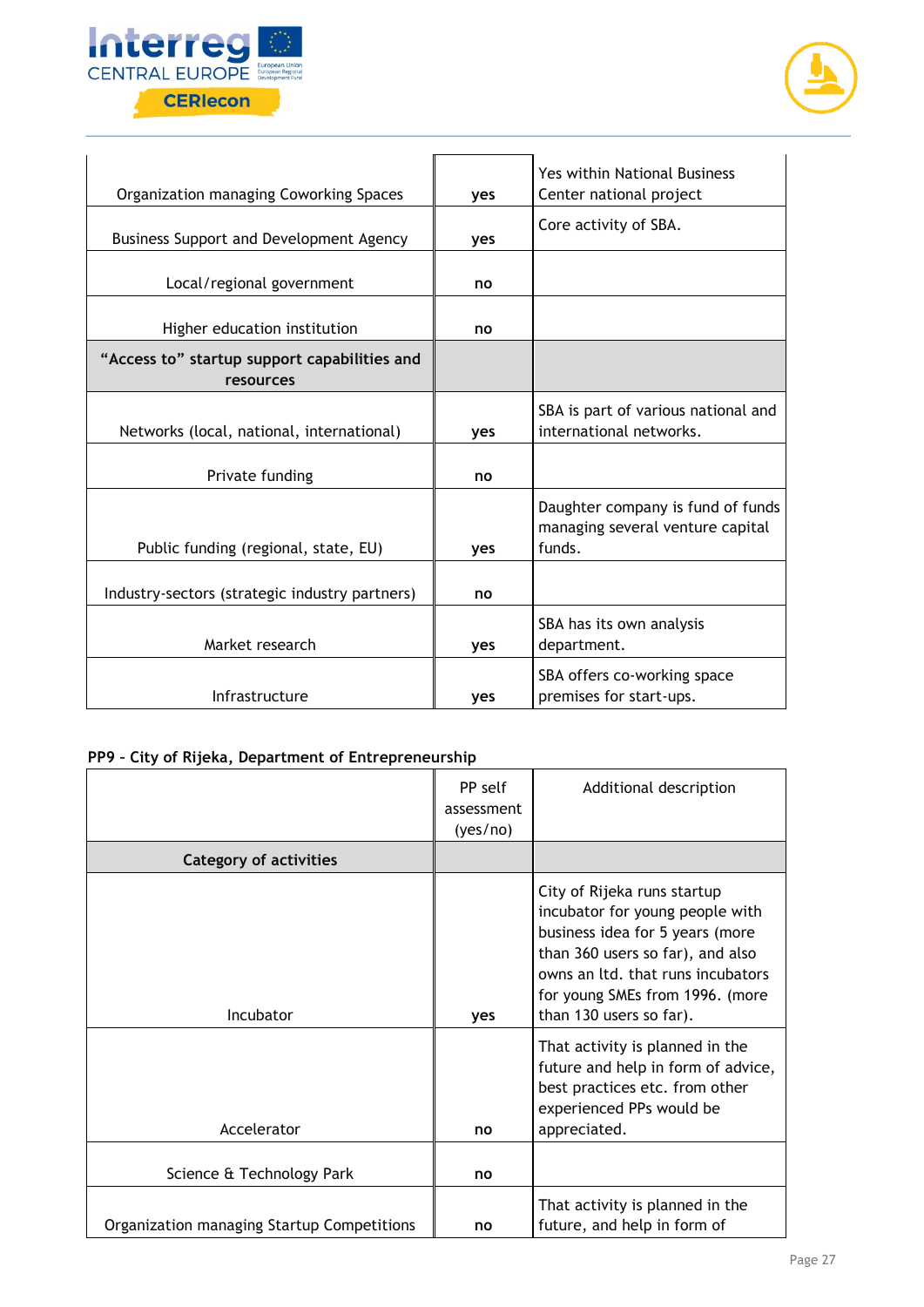| | | |
|---|---|---|
| Organization managing Coworking Spaces | yes | Yes within National Business Center national project |
| Business Support and Development Agency | yes | Core activity of SBA. |
| Local/regional government | no | |
| Higher education institution | no | |
| **"Access to" startup support capabilities and resources** | | |
| Networks (local, national, international) | yes | SBA is part of various national and international networks. |
| Private funding | no | |
| Public funding (regional, state, EU) | yes | Daughter company is fund of funds managing several venture capital funds. |
| Industry-sectors (strategic industry partners) | no | |
| Market research | yes | SBA has its own analysis department. |
| Infrastructure | yes | SBA offers co-working space premises for start-ups. |

**PP9 - City of Rijeka, Department of Entrepreneurship**

| | PP self assessment (yes/no) | Additional description |
|---|---|---|
| **Category of activities** | | |
| Incubator | yes | City of Rijeka runs startup incubator for young people with business idea for 5 years (more than 360 users so far), and also owns an ltd. that runs incubators for young SMEs from 1996. (more than 130 users so far). |
| Accelerator | no | That activity is planned in the future and help in form of advice, best practices etc. from other experienced PPs would be appreciated. |
| Science & Technology Park | no | |
| Organization managing Startup Competitions | no | That activity is planned in the future, and help in form of |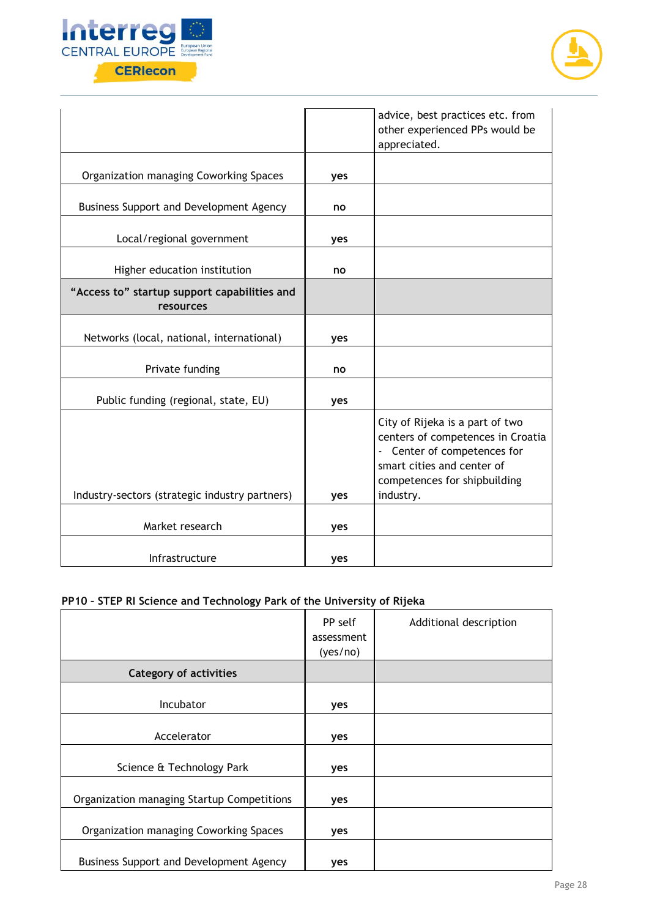|  |  | advice, best practices etc. from other experienced PPs would be appreciated. |
|---|---|---|
| Organization managing Coworking Spaces | **yes** |  |
| Business Support and Development Agency | **no** |  |
| Local/regional government | **yes** |  |
| Higher education institution | **no** |  |
| **“Access to” startup support capabilities and resources** |  |  |
| Networks (local, national, international) | **yes** |  |
| Private funding | **no** |  |
| Public funding (regional, state, EU) | **yes** |  |
| Industry-sectors (strategic industry partners) | **yes** | City of Rijeka is a part of two centers of competences in Croatia - Center of competences for smart cities and center of competences for shipbuilding industry. |
| Market research | **yes** |  |
| Infrastructure | **yes** |  |

**PP10 - STEP RI Science and Technology Park of the University of Rijeka**

|  | PP self assessment (yes/no) | Additional description |
|---|---|---|
| **Category of activities** |  |  |
| Incubator | **yes** |  |
| Accelerator | **yes** |  |
| Science & Technology Park | **yes** |  |
| Organization managing Startup Competitions | **yes** |  |
| Organization managing Coworking Spaces | **yes** |  |
| Business Support and Development Agency | **yes** |  |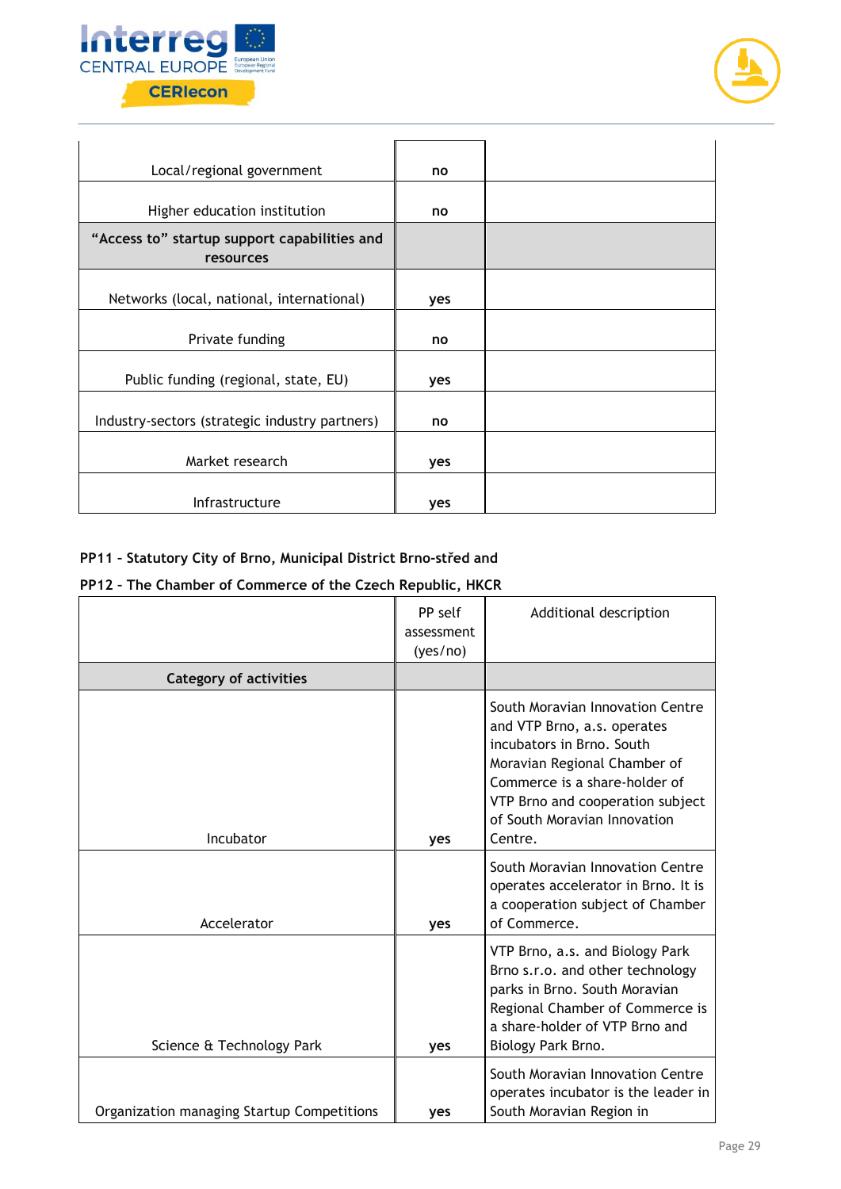| | | |
|---|---|---|
| Local/regional government | **no** | |
| Higher education institution | **no** | |
| **“Access to” startup support capabilities and resources** | | |
| Networks (local, national, international) | **yes** | |
| Private funding | **no** | |
| Public funding (regional, state, EU) | **yes** | |
| Industry-sectors (strategic industry partners) | **no** | |
| Market research | **yes** | |
| Infrastructure | **yes** | |

**PP11 – Statutory City of Brno, Municipal District Brno-střed and**

**PP12 – The Chamber of Commerce of the Czech Republic, HKCR**

| | PP self assessment (yes/no) | Additional description |
|---|---|---|
| **Category of activities** | | |
| Incubator | **yes** | South Moravian Innovation Centre and VTP Brno, a.s. operates incubators in Brno. South Moravian Regional Chamber of Commerce is a share-holder of VTP Brno and cooperation subject of South Moravian Innovation Centre. |
| Accelerator | **yes** | South Moravian Innovation Centre operates accelerator in Brno. It is a cooperation subject of Chamber of Commerce. |
| Science & Technology Park | **yes** | VTP Brno, a.s. and Biology Park Brno s.r.o. and other technology parks in Brno. South Moravian Regional Chamber of Commerce is a share-holder of VTP Brno and Biology Park Brno. |
| Organization managing Startup Competitions | **yes** | South Moravian Innovation Centre operates incubator is the leader in South Moravian Region in |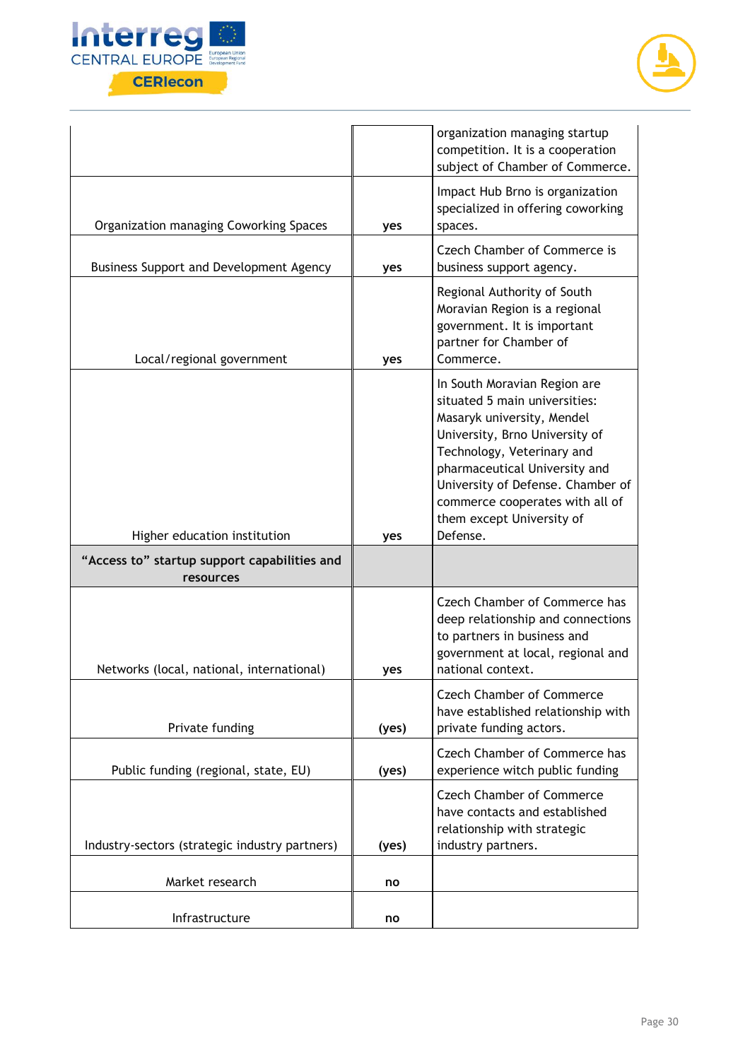| | | |
|---|---|---|
| | | organization managing startup competition. It is a cooperation subject of Chamber of Commerce. |
| Organization managing Coworking Spaces | **yes** | Impact Hub Brno is organization specialized in offering coworking spaces. |
| Business Support and Development Agency | **yes** | Czech Chamber of Commerce is business support agency. |
| Local/regional government | **yes** | Regional Authority of South Moravian Region is a regional government. It is important partner for Chamber of Commerce. |
| Higher education institution | **yes** | In South Moravian Region are situated 5 main universities: Masaryk university, Mendel University, Brno University of Technology, Veterinary and pharmaceutical University and University of Defense. Chamber of commerce cooperates with all of them except University of Defense. |
| **"Access to" startup support capabilities and resources** | | |
| Networks (local, national, international) | **yes** | Czech Chamber of Commerce has deep relationship and connections to partners in business and government at local, regional and national context. |
| Private funding | **(yes)** | Czech Chamber of Commerce have established relationship with private funding actors. |
| Public funding (regional, state, EU) | **(yes)** | Czech Chamber of Commerce has experience witch public funding |
| Industry-sectors (strategic industry partners) | **(yes)** | Czech Chamber of Commerce have contacts and established relationship with strategic industry partners. |
| Market research | **no** | |
| Infrastructure | **no** | |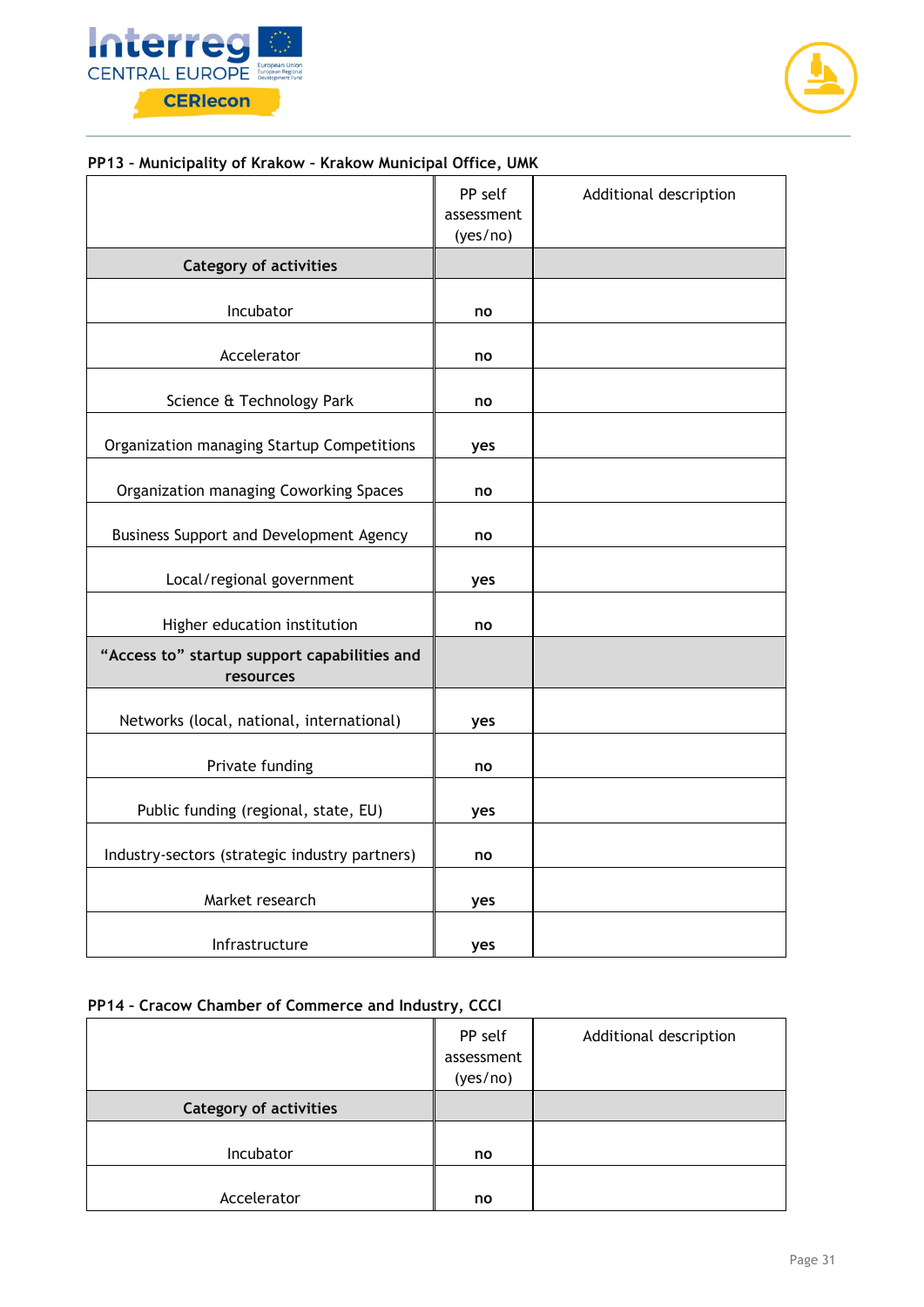**PP13 – Municipality of Krakow – Krakow Municipal Office, UMK**

| | PP self assessment (yes/no) | Additional description |
|---|---|---|
| **Category of activities** | | |
| Incubator | **no** | |
| Accelerator | **no** | |
| Science & Technology Park | **no** | |
| Organization managing Startup Competitions | **yes** | |
| Organization managing Coworking Spaces | **no** | |
| Business Support and Development Agency | **no** | |
| Local/regional government | **yes** | |
| Higher education institution | **no** | |
| **“Access to” startup support capabilities and resources** | | |
| Networks (local, national, international) | **yes** | |
| Private funding | **no** | |
| Public funding (regional, state, EU) | **yes** | |
| Industry-sectors (strategic industry partners) | **no** | |
| Market research | **yes** | |
| Infrastructure | **yes** | |

**PP14 – Cracow Chamber of Commerce and Industry, CCCI**

| | PP self assessment (yes/no) | Additional description |
|---|---|---|
| **Category of activities** | | |
| Incubator | **no** | |
| Accelerator | **no** | |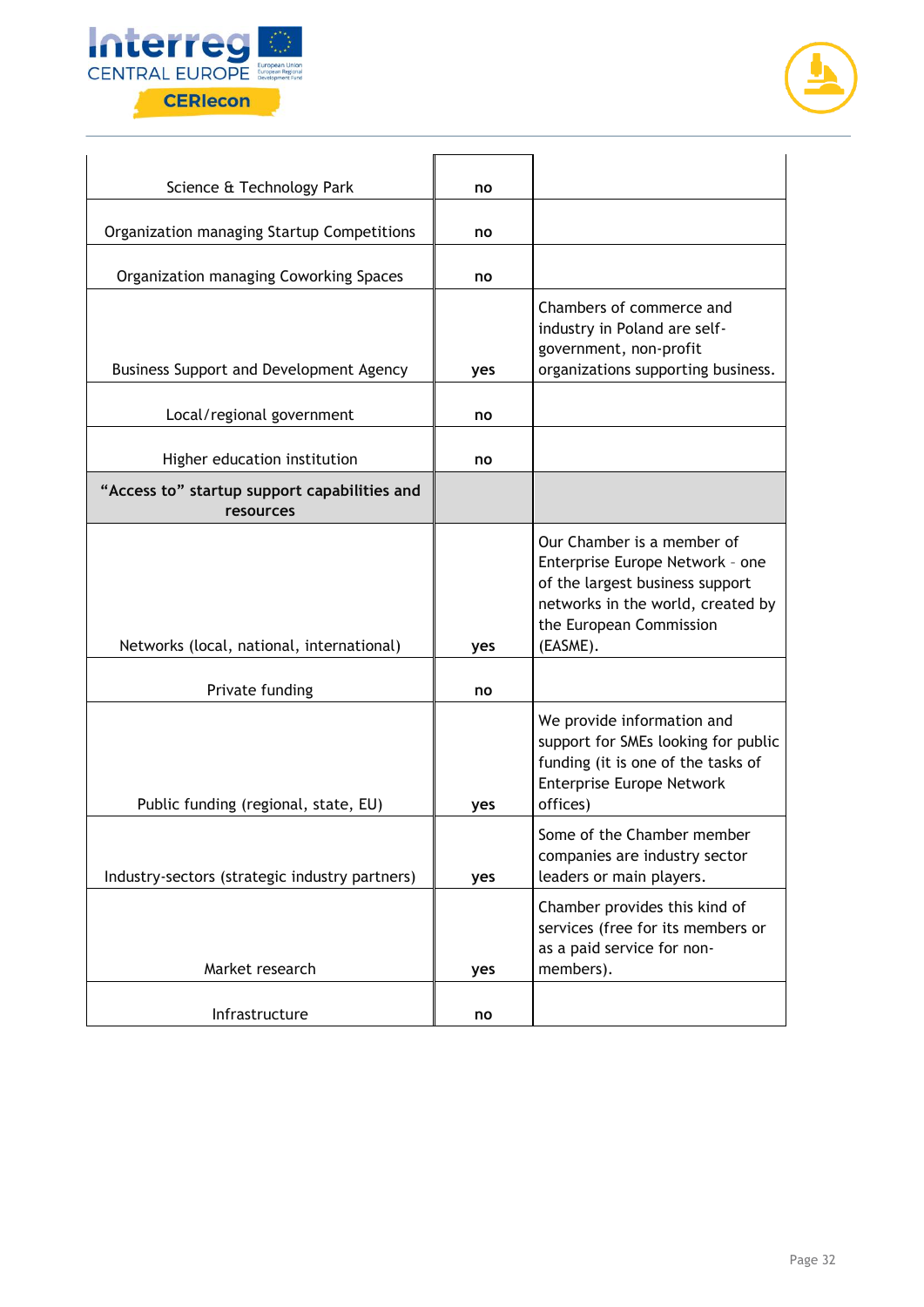| | | |
|---|---|---|
| Science & Technology Park | **no** | |
| Organization managing Startup Competitions | **no** | |
| Organization managing Coworking Spaces | **no** | |
| Business Support and Development Agency | **yes** | Chambers of commerce and industry in Poland are self-government, non-profit organizations supporting business. |
| Local/regional government | **no** | |
| Higher education institution | **no** | |
| **“Access to” startup support capabilities and resources** | | |
| Networks (local, national, international) | **yes** | Our Chamber is a member of Enterprise Europe Network - one of the largest business support networks in the world, created by the European Commission (EASME). |
| Private funding | **no** | |
| Public funding (regional, state, EU) | **yes** | We provide information and support for SMEs looking for public funding (it is one of the tasks of Enterprise Europe Network offices) |
| Industry-sectors (strategic industry partners) | **yes** | Some of the Chamber member companies are industry sector leaders or main players. |
| Market research | **yes** | Chamber provides this kind of services (free for its members or as a paid service for non-members). |
| Infrastructure | **no** | |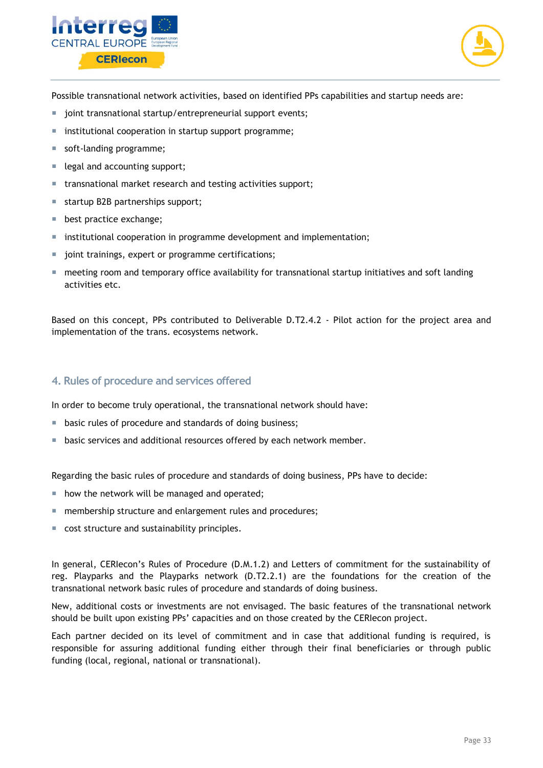Possible transnational network activities, based on identified PPs capabilities and startup needs are:

- joint transnational startup/entrepreneurial support events;
- institutional cooperation in startup support programme;
- soft-landing programme;
- legal and accounting support;
- transnational market research and testing activities support;
- startup B2B partnerships support;
- best practice exchange;
- institutional cooperation in programme development and implementation;
- joint trainings, expert or programme certifications;
- meeting room and temporary office availability for transnational startup initiatives and soft landing activities etc.

Based on this concept, PPs contributed to Deliverable D.T2.4.2 - Pilot action for the project area and implementation of the trans. ecosystems network.

## 4. Rules of procedure and services offered

In order to become truly operational, the transnational network should have:

- basic rules of procedure and standards of doing business;
- basic services and additional resources offered by each network member.

Regarding the basic rules of procedure and standards of doing business, PPs have to decide:

- how the network will be managed and operated;
- membership structure and enlargement rules and procedures;
- cost structure and sustainability principles.

In general, CERIecon's Rules of Procedure (D.M.1.2) and Letters of commitment for the sustainability of reg. Playparks and the Playparks network (D.T2.2.1) are the foundations for the creation of the transnational network basic rules of procedure and standards of doing business.

New, additional costs or investments are not envisaged. The basic features of the transnational network should be built upon existing PPs' capacities and on those created by the CERIecon project.

Each partner decided on its level of commitment and in case that additional funding is required, is responsible for assuring additional funding either through their final beneficiaries or through public funding (local, regional, national or transnational).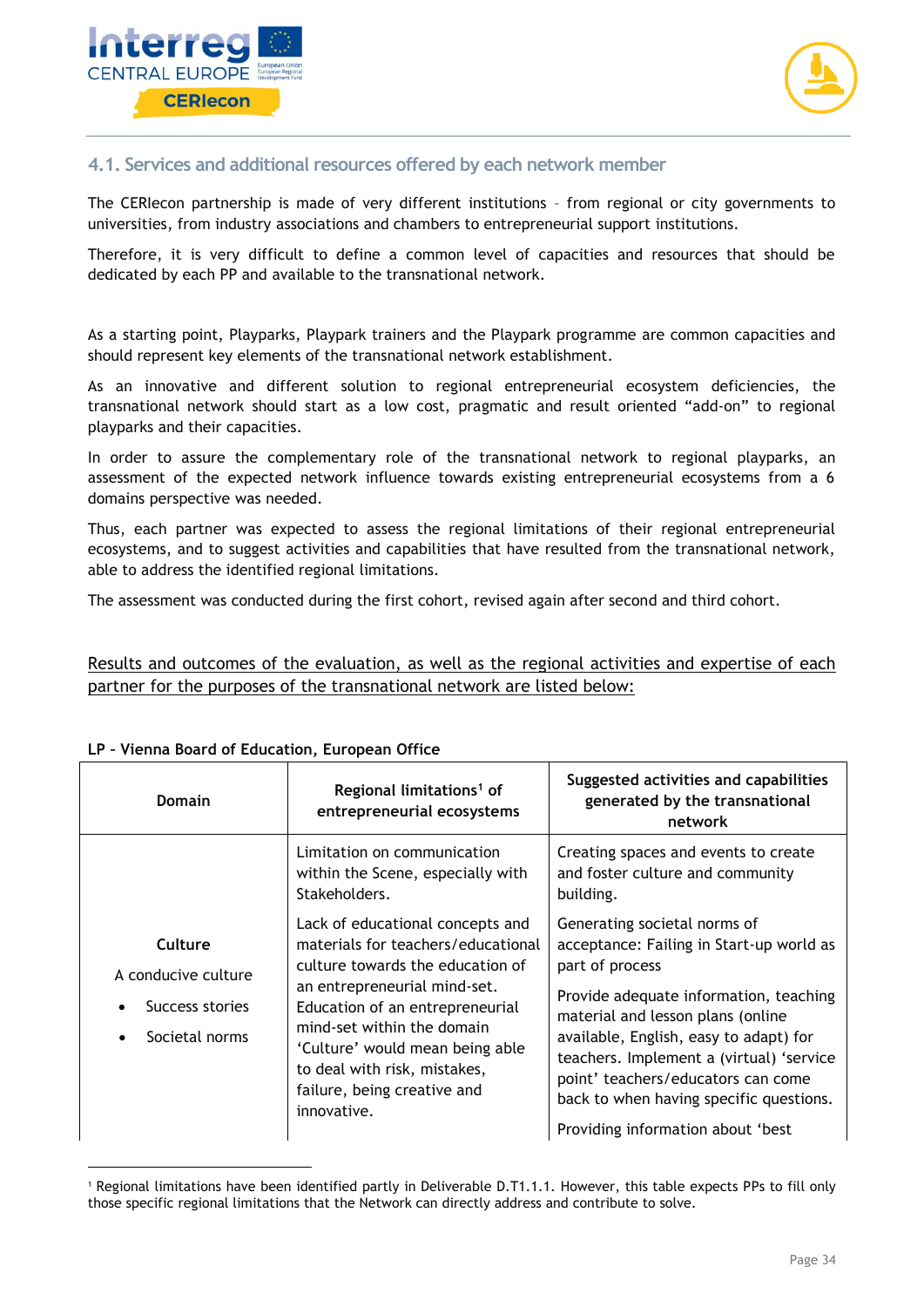## 4.1. Services and additional resources offered by each network member

The CERIecon partnership is made of very different institutions – from regional or city governments to universities, from industry associations and chambers to entrepreneurial support institutions.

Therefore, it is very difficult to define a common level of capacities and resources that should be dedicated by each PP and available to the transnational network.

As a starting point, Playparks, Playpark trainers and the Playpark programme are common capacities and should represent key elements of the transnational network establishment.

As an innovative and different solution to regional entrepreneurial ecosystem deficiencies, the transnational network should start as a low cost, pragmatic and result oriented “add-on” to regional playparks and their capacities.

In order to assure the complementary role of the transnational network to regional playparks, an assessment of the expected network influence towards existing entrepreneurial ecosystems from a 6 domains perspective was needed.

Thus, each partner was expected to assess the regional limitations of their regional entrepreneurial ecosystems, and to suggest activities and capabilities that have resulted from the transnational network, able to address the identified regional limitations.

The assessment was conducted during the first cohort, revised again after second and third cohort.

<u>Results and outcomes of the evaluation, as well as the regional activities and expertise of each partner for the purposes of the transnational network are listed below:</u>

**LP – Vienna Board of Education, European Office**

| Domain | Regional limitations[1] of entrepreneurial ecosystems | Suggested activities and capabilities generated by the transnational network |
|---|---|---|
| **Culture**<br>A conducive culture<br>• Success stories<br>• Societal norms | Limitation on communication within the Scene, especially with Stakeholders.<br><br>Lack of educational concepts and materials for teachers/educational culture towards the education of an entrepreneurial mind-set. Education of an entrepreneurial mind-set within the domain ‘Culture’ would mean being able to deal with risk, mistakes, failure, being creative and innovative. | Creating spaces and events to create and foster culture and community building.<br><br>Generating societal norms of acceptance: Failing in Start-up world as part of process<br><br>Provide adequate information, teaching material and lesson plans (online available, English, easy to adapt) for teachers. Implement a (virtual) ‘service point’ teachers/educators can come back to when having specific questions.<br><br>Providing information about ‘best |

[1] Regional limitations have been identified partly in Deliverable D.T1.1.1. However, this table expects PPs to fill only those specific regional limitations that the Network can directly address and contribute to solve.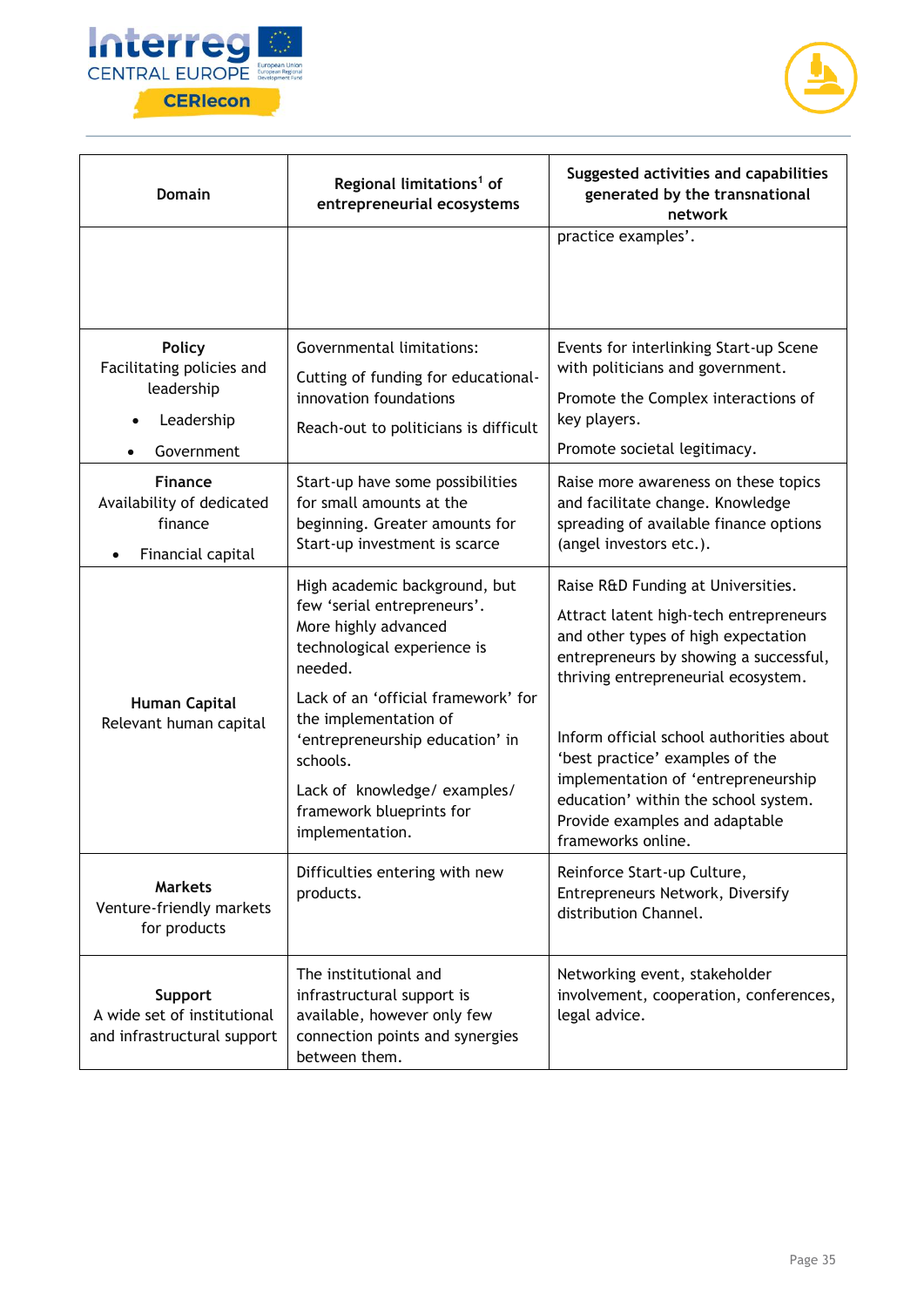| Domain | Regional limitations[1] of entrepreneurial ecosystems | Suggested activities and capabilities generated by the transnational network |
|---|---|---|
| | | practice examples'. |
| **Policy**<br>Facilitating policies and leadership<br>• Leadership<br>• Government | Governmental limitations:<br>Cutting of funding for educational-innovation foundations<br>Reach-out to politicians is difficult | Events for interlinking Start-up Scene with politicians and government.<br>Promote the Complex interactions of key players.<br>Promote societal legitimacy. |
| **Finance**<br>Availability of dedicated finance<br>• Financial capital | Start-up have some possibilities for small amounts at the beginning. Greater amounts for Start-up investment is scarce | Raise more awareness on these topics and facilitate change. Knowledge spreading of available finance options (angel investors etc.). |
| **Human Capital**<br>Relevant human capital | High academic background, but few 'serial entrepreneurs'. More highly advanced technological experience is needed.<br>Lack of an 'official framework' for the implementation of 'entrepreneurship education' in schools.<br>Lack of knowledge/ examples/ framework blueprints for implementation. | Raise R&D Funding at Universities.<br>Attract latent high-tech entrepreneurs and other types of high expectation entrepreneurs by showing a successful, thriving entrepreneurial ecosystem.<br>Inform official school authorities about 'best practice' examples of the implementation of 'entrepreneurship education' within the school system. Provide examples and adaptable frameworks online. |
| **Markets**<br>Venture-friendly markets for products | Difficulties entering with new products. | Reinforce Start-up Culture, Entrepreneurs Network, Diversify distribution Channel. |
| **Support**<br>A wide set of institutional and infrastructural support | The institutional and infrastructural support is available, however only few connection points and synergies between them. | Networking event, stakeholder involvement, cooperation, conferences, legal advice. |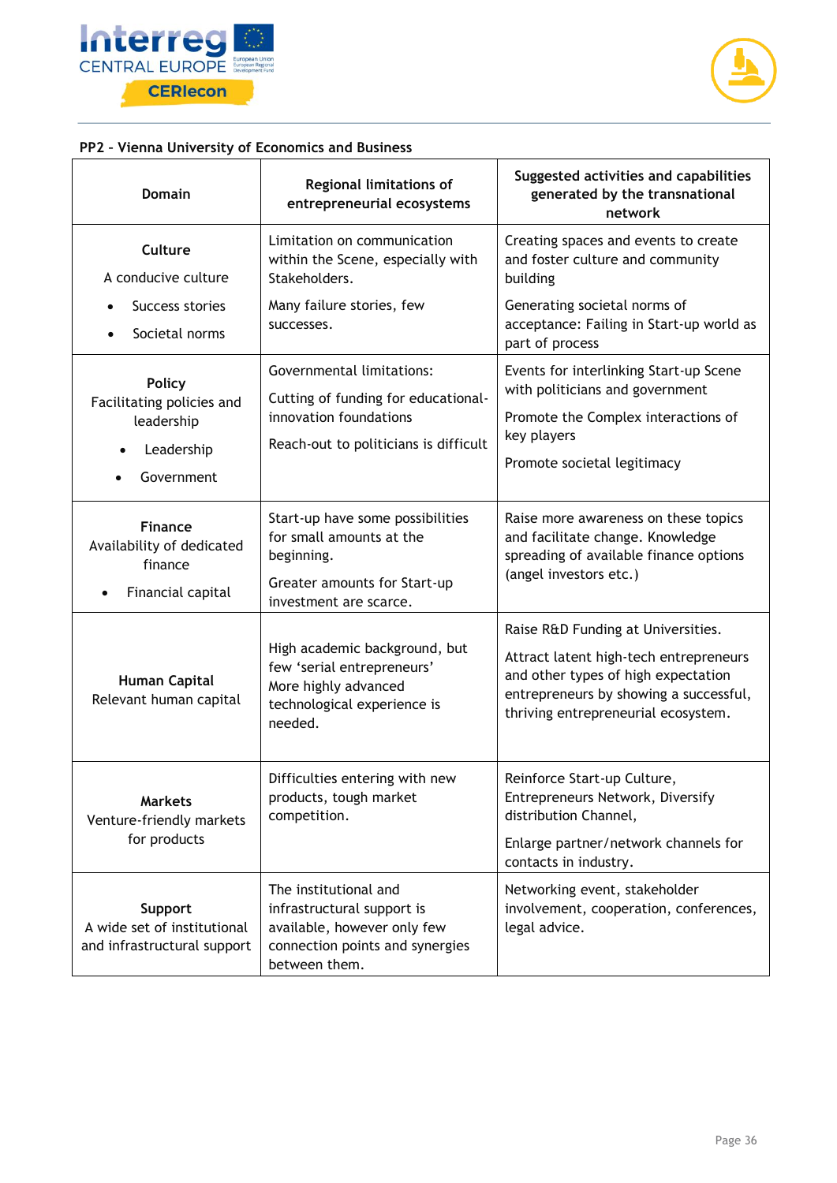**PP2 – Vienna University of Economics and Business**

| Domain | Regional limitations of entrepreneurial ecosystems | Suggested activities and capabilities generated by the transnational network |
|---|---|---|
| **Culture**<br>A conducive culture<br>• Success stories<br>• Societal norms | Limitation on communication within the Scene, especially with Stakeholders.<br>Many failure stories, few successes. | Creating spaces and events to create and foster culture and community building<br>Generating societal norms of acceptance: Failing in Start-up world as part of process |
| **Policy**<br>Facilitating policies and leadership<br>• Leadership<br>• Government | Governmental limitations:<br>Cutting of funding for educational-innovation foundations<br>Reach-out to politicians is difficult | Events for interlinking Start-up Scene with politicians and government<br>Promote the Complex interactions of key players<br>Promote societal legitimacy |
| **Finance**<br>Availability of dedicated finance<br>• Financial capital | Start-up have some possibilities for small amounts at the beginning.<br>Greater amounts for Start-up investment are scarce. | Raise more awareness on these topics and facilitate change. Knowledge spreading of available finance options (angel investors etc.) |
| **Human Capital**<br>Relevant human capital | High academic background, but few 'serial entrepreneurs'<br>More highly advanced technological experience is needed. | Raise R&D Funding at Universities.<br>Attract latent high-tech entrepreneurs and other types of high expectation entrepreneurs by showing a successful, thriving entrepreneurial ecosystem. |
| **Markets**<br>Venture-friendly markets for products | Difficulties entering with new products, tough market competition. | Reinforce Start-up Culture, Entrepreneurs Network, Diversify distribution Channel,<br>Enlarge partner/network channels for contacts in industry. |
| **Support**<br>A wide set of institutional and infrastructural support | The institutional and infrastructural support is available, however only few connection points and synergies between them. | Networking event, stakeholder involvement, cooperation, conferences, legal advice. |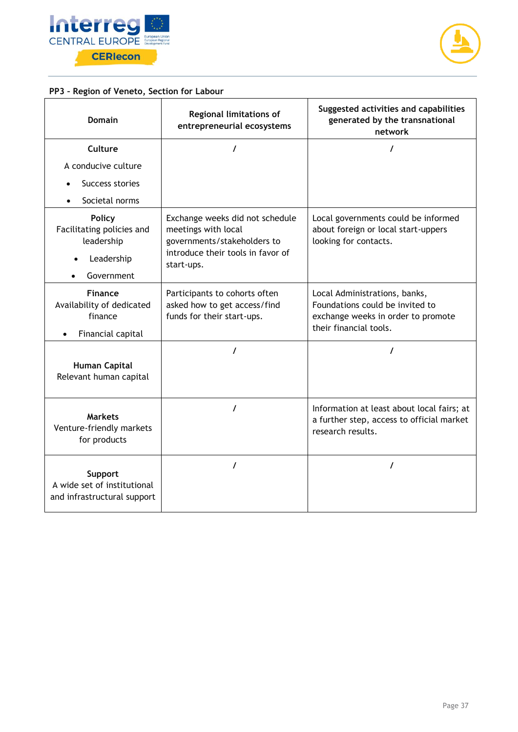**PP3 – Region of Veneto, Section for Labour**

| Domain | Regional limitations of entrepreneurial ecosystems | Suggested activities and capabilities generated by the transnational network |
|---|---|---|
| **Culture**<br>A conducive culture<br>• Success stories<br>• Societal norms | / | / |
| **Policy**<br>Facilitating policies and leadership<br>• Leadership<br>• Government | Exchange weeks did not schedule meetings with local governments/stakeholders to introduce their tools in favor of start-ups. | Local governments could be informed about foreign or local start-uppers looking for contacts. |
| **Finance**<br>Availability of dedicated finance<br>• Financial capital | Participants to cohorts often asked how to get access/find funds for their start-ups. | Local Administrations, banks, Foundations could be invited to exchange weeks in order to promote their financial tools. |
| **Human Capital**<br>Relevant human capital | / | / |
| **Markets**<br>Venture-friendly markets for products | / | Information at least about local fairs; at a further step, access to official market research results. |
| **Support**<br>A wide set of institutional and infrastructural support | / | / |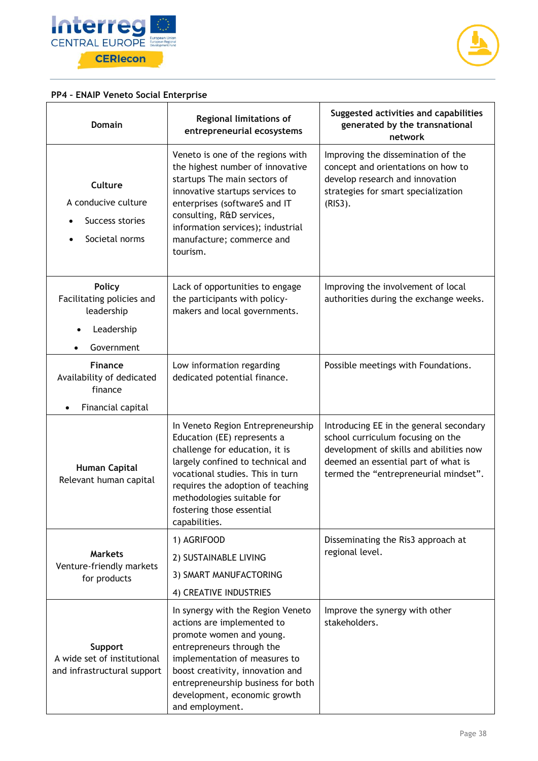**PP4 - ENAIP Veneto Social Enterprise**

| Domain | Regional limitations of entrepreneurial ecosystems | Suggested activities and capabilities generated by the transnational network |
|---|---|---|
| **Culture**<br>A conducive culture<br>• Success stories<br>• Societal norms | Veneto is one of the regions with the highest number of innovative startups The main sectors of innovative startups services to enterprises (softwareS and IT consulting, R&D services, information services); industrial manufacture; commerce and tourism. | Improving the dissemination of the concept and orientations on how to develop research and innovation strategies for smart specialization (RIS3). |
| **Policy**<br>Facilitating policies and leadership<br>• Leadership<br>• Government | Lack of opportunities to engage the participants with policy-makers and local governments. | Improving the involvement of local authorities during the exchange weeks. |
| **Finance**<br>Availability of dedicated finance<br>• Financial capital | Low information regarding dedicated potential finance. | Possible meetings with Foundations. |
| **Human Capital**<br>Relevant human capital | In Veneto Region Entrepreneurship Education (EE) represents a challenge for education, it is largely confined to technical and vocational studies. This in turn requires the adoption of teaching methodologies suitable for fostering those essential capabilities. | Introducing EE in the general secondary school curriculum focusing on the development of skills and abilities now deemed an essential part of what is termed the "entrepreneurial mindset". |
| **Markets**<br>Venture-friendly markets for products | 1) AGRIFOOD<br>2) SUSTAINABLE LIVING<br>3) SMART MANUFACTORING<br>4) CREATIVE INDUSTRIES | Disseminating the Ris3 approach at regional level. |
| **Support**<br>A wide set of institutional and infrastructural support | In synergy with the Region Veneto actions are implemented to promote women and young. entrepreneurs through the implementation of measures to boost creativity, innovation and entrepreneurship business for both development, economic growth and employment. | Improve the synergy with other stakeholders. |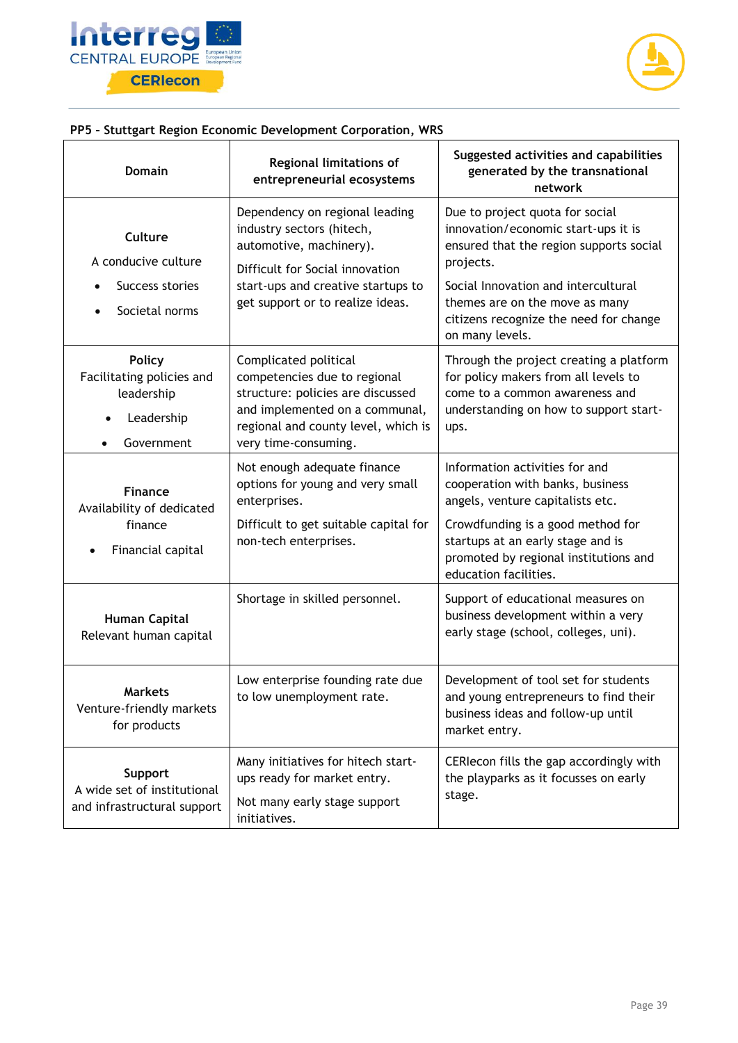**PP5 - Stuttgart Region Economic Development Corporation, WRS**

| Domain | Regional limitations of entrepreneurial ecosystems | Suggested activities and capabilities generated by the transnational network |
|---|---|---|
| **Culture**<br>A conducive culture<br>• Success stories<br>• Societal norms | Dependency on regional leading industry sectors (hitech, automotive, machinery).<br>Difficult for Social innovation start-ups and creative startups to get support or to realize ideas. | Due to project quota for social innovation/economic start-ups it is ensured that the region supports social projects.<br>Social Innovation and intercultural themes are on the move as many citizens recognize the need for change on many levels. |
| **Policy**<br>Facilitating policies and leadership<br>• Leadership<br>• Government | Complicated political competencies due to regional structure: policies are discussed and implemented on a communal, regional and county level, which is very time-consuming. | Through the project creating a platform for policy makers from all levels to come to a common awareness and understanding on how to support start-ups. |
| **Finance**<br>Availability of dedicated finance<br>• Financial capital | Not enough adequate finance options for young and very small enterprises.<br>Difficult to get suitable capital for non-tech enterprises. | Information activities for and cooperation with banks, business angels, venture capitalists etc.<br>Crowdfunding is a good method for startups at an early stage and is promoted by regional institutions and education facilities. |
| **Human Capital**<br>Relevant human capital | Shortage in skilled personnel. | Support of educational measures on business development within a very early stage (school, colleges, uni). |
| **Markets**<br>Venture-friendly markets for products | Low enterprise founding rate due to low unemployment rate. | Development of tool set for students and young entrepreneurs to find their business ideas and follow-up until market entry. |
| **Support**<br>A wide set of institutional and infrastructural support | Many initiatives for hitech start-ups ready for market entry.<br>Not many early stage support initiatives. | CERIecon fills the gap accordingly with the playparks as it focusses on early stage. |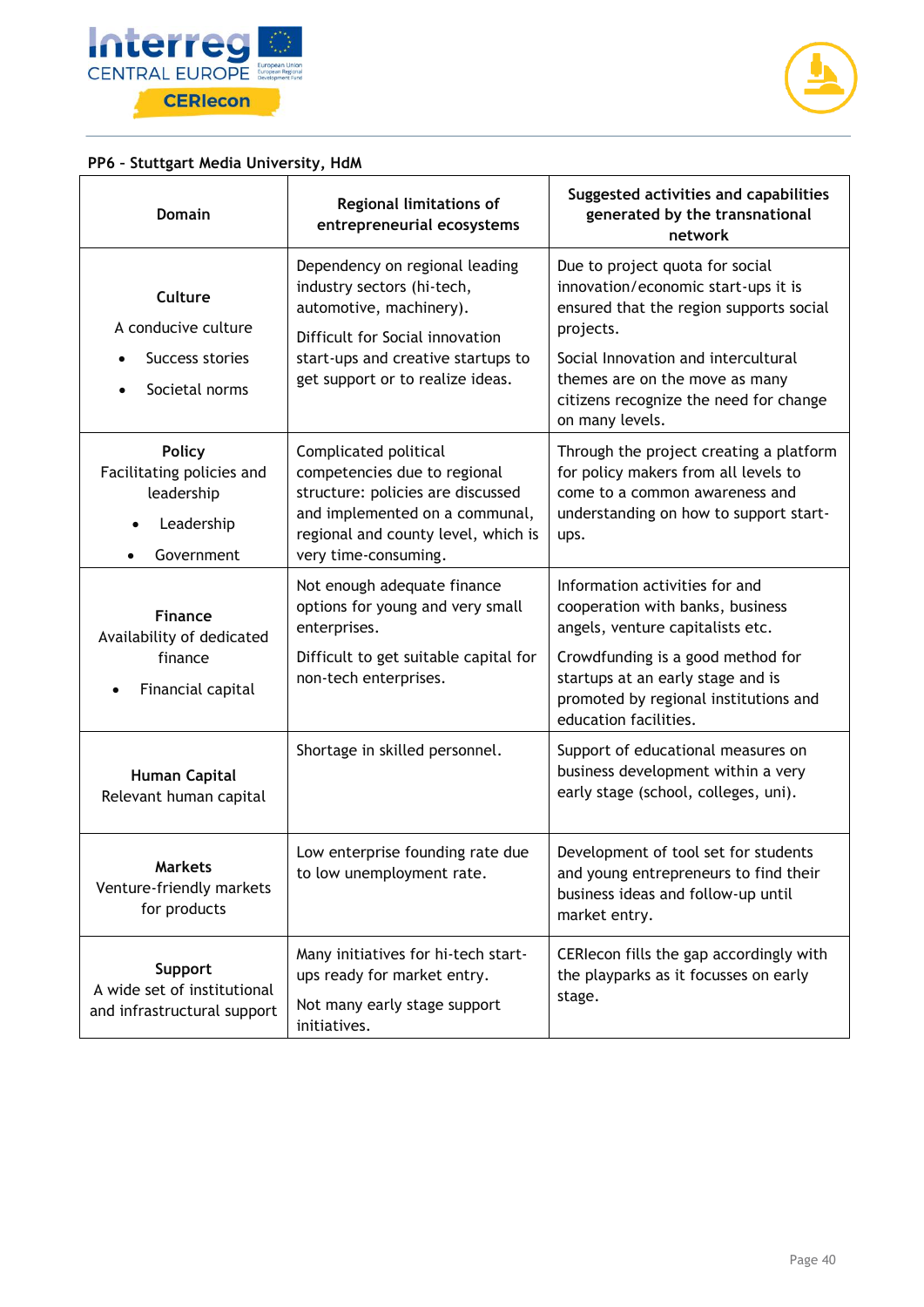**PP6 – Stuttgart Media University, HdM**

| Domain | Regional limitations of entrepreneurial ecosystems | Suggested activities and capabilities generated by the transnational network |
|---|---|---|
| **Culture**<br>A conducive culture<br>• Success stories<br>• Societal norms | Dependency on regional leading industry sectors (hi-tech, automotive, machinery).<br>Difficult for Social innovation start-ups and creative startups to get support or to realize ideas. | Due to project quota for social innovation/economic start-ups it is ensured that the region supports social projects.<br>Social Innovation and intercultural themes are on the move as many citizens recognize the need for change on many levels. |
| **Policy**<br>Facilitating policies and leadership<br>• Leadership<br>• Government | Complicated political competencies due to regional structure: policies are discussed and implemented on a communal, regional and county level, which is very time-consuming. | Through the project creating a platform for policy makers from all levels to come to a common awareness and understanding on how to support start-ups. |
| **Finance**<br>Availability of dedicated finance<br>• Financial capital | Not enough adequate finance options for young and very small enterprises.<br>Difficult to get suitable capital for non-tech enterprises. | Information activities for and cooperation with banks, business angels, venture capitalists etc.<br>Crowdfunding is a good method for startups at an early stage and is promoted by regional institutions and education facilities. |
| **Human Capital**<br>Relevant human capital | Shortage in skilled personnel. | Support of educational measures on business development within a very early stage (school, colleges, uni). |
| **Markets**<br>Venture-friendly markets for products | Low enterprise founding rate due to low unemployment rate. | Development of tool set for students and young entrepreneurs to find their business ideas and follow-up until market entry. |
| **Support**<br>A wide set of institutional and infrastructural support | Many initiatives for hi-tech start-ups ready for market entry.<br>Not many early stage support initiatives. | CERIecon fills the gap accordingly with the playparks as it focusses on early stage. |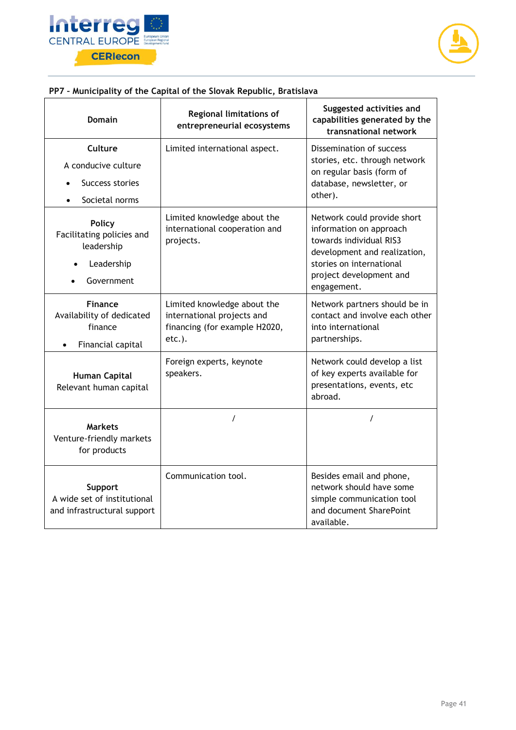**PP7 - Municipality of the Capital of the Slovak Republic, Bratislava**

| Domain | Regional limitations of entrepreneurial ecosystems | Suggested activities and capabilities generated by the transnational network |
|---|---|---|
| **Culture**<br>A conducive culture<br>• Success stories<br>• Societal norms | Limited international aspect. | Dissemination of success stories, etc. through network on regular basis (form of database, newsletter, or other). |
| **Policy**<br>Facilitating policies and leadership<br>• Leadership<br>• Government | Limited knowledge about the international cooperation and projects. | Network could provide short information on approach towards individual RIS3 development and realization, stories on international project development and engagement. |
| **Finance**<br>Availability of dedicated finance<br>• Financial capital | Limited knowledge about the international projects and financing (for example H2020, etc.). | Network partners should be in contact and involve each other into international partnerships. |
| **Human Capital**<br>Relevant human capital | Foreign experts, keynote speakers. | Network could develop a list of key experts available for presentations, events, etc abroad. |
| **Markets**<br>Venture-friendly markets for products | / | / |
| **Support**<br>A wide set of institutional and infrastructural support | Communication tool. | Besides email and phone, network should have some simple communication tool and document SharePoint available. |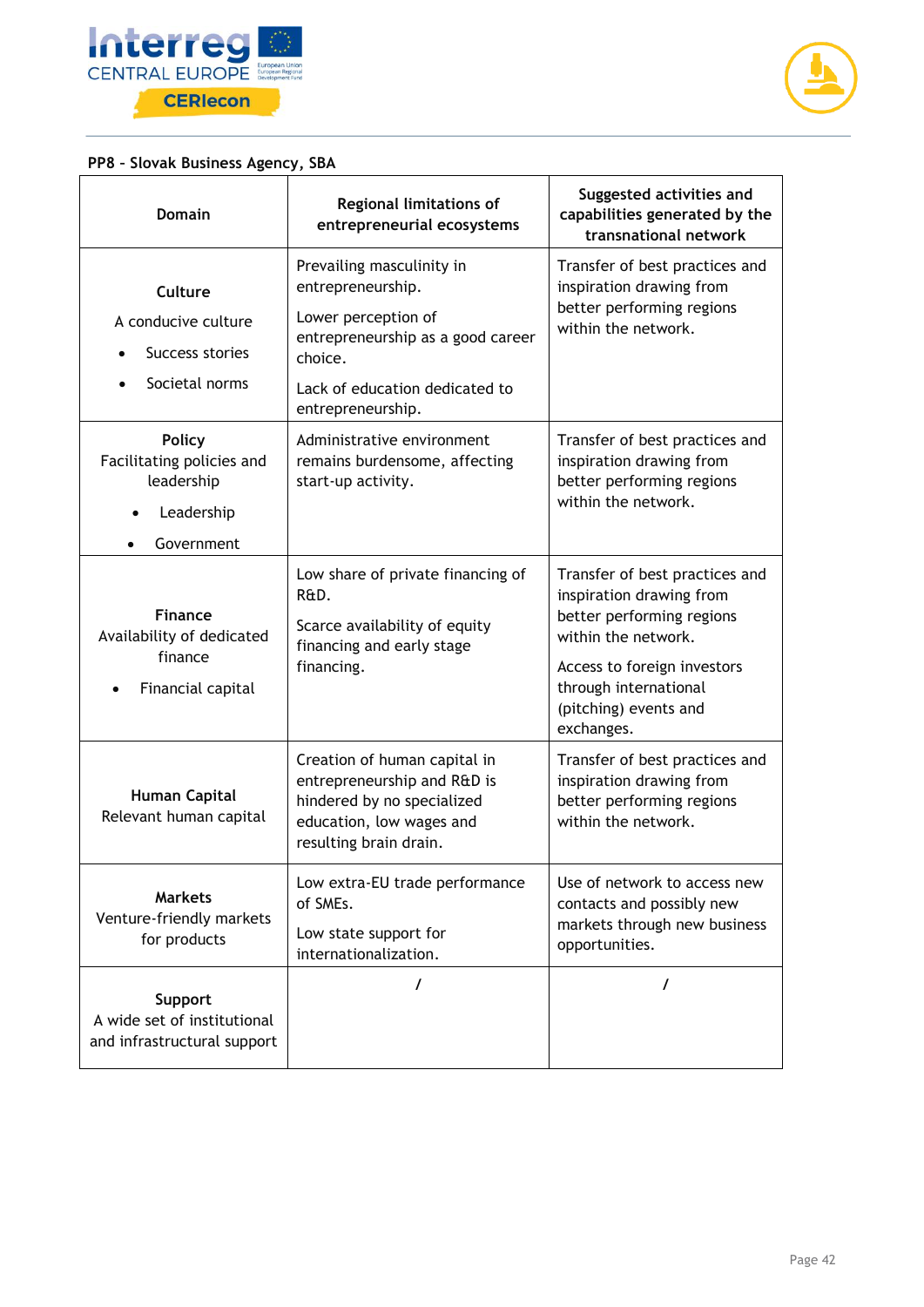**PP8 – Slovak Business Agency, SBA**

| Domain | Regional limitations of entrepreneurial ecosystems | Suggested activities and capabilities generated by the transnational network |
|---|---|---|
| **Culture**<br>A conducive culture<br>• Success stories<br>• Societal norms | Prevailing masculinity in entrepreneurship.<br>Lower perception of entrepreneurship as a good career choice.<br>Lack of education dedicated to entrepreneurship. | Transfer of best practices and inspiration drawing from better performing regions within the network. |
| **Policy**<br>Facilitating policies and leadership<br>• Leadership<br>• Government | Administrative environment remains burdensome, affecting start-up activity. | Transfer of best practices and inspiration drawing from better performing regions within the network. |
| **Finance**<br>Availability of dedicated finance<br>• Financial capital | Low share of private financing of R&D.<br>Scarce availability of equity financing and early stage financing. | Transfer of best practices and inspiration drawing from better performing regions within the network.<br>Access to foreign investors through international (pitching) events and exchanges. |
| **Human Capital**<br>Relevant human capital | Creation of human capital in entrepreneurship and R&D is hindered by no specialized education, low wages and resulting brain drain. | Transfer of best practices and inspiration drawing from better performing regions within the network. |
| **Markets**<br>Venture-friendly markets for products | Low extra-EU trade performance of SMEs.<br>Low state support for internationalization. | Use of network to access new contacts and possibly new markets through new business opportunities. |
| **Support**<br>A wide set of institutional and infrastructural support | / | / |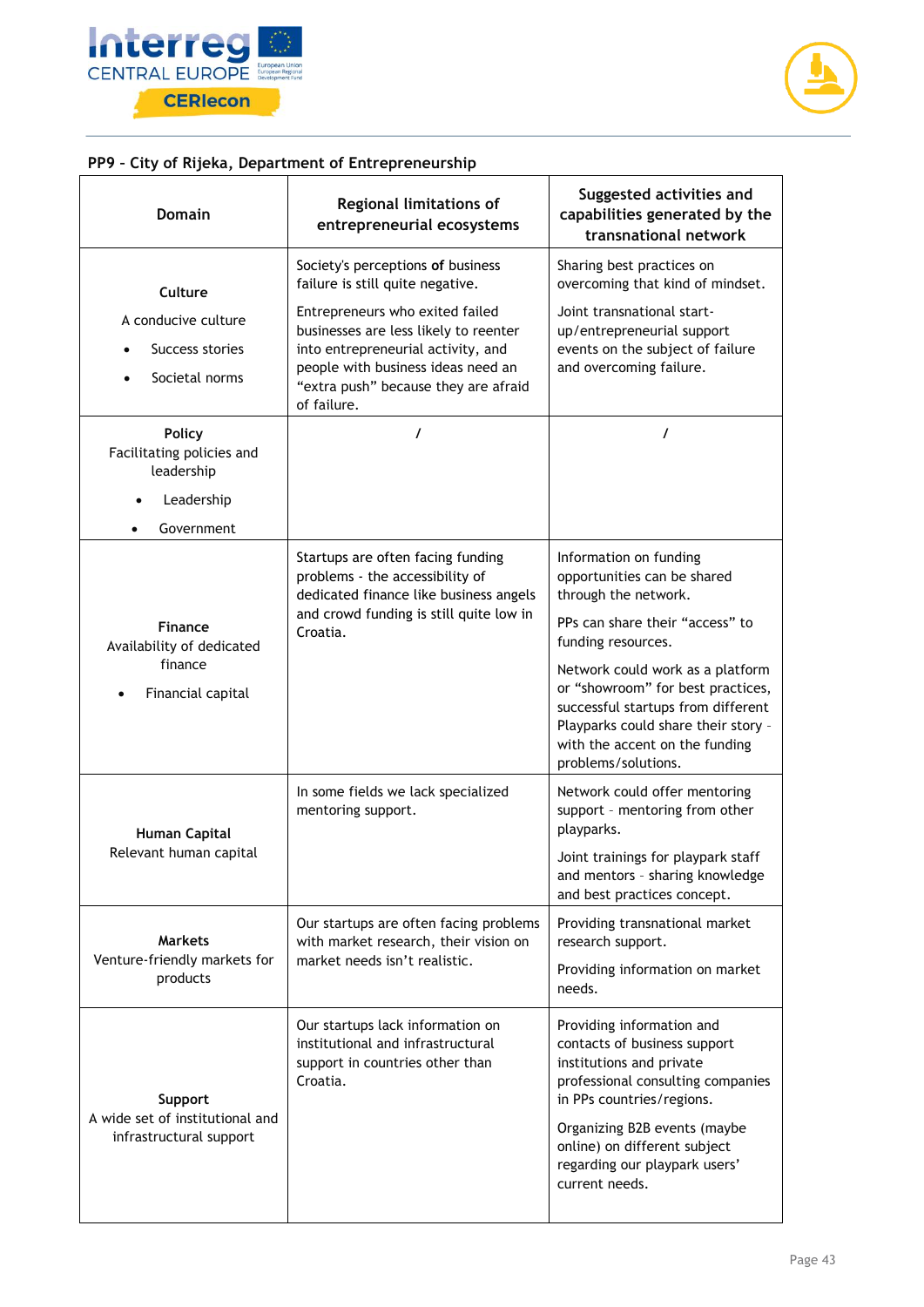**PP9 - City of Rijeka, Department of Entrepreneurship**

| Domain | Regional limitations of entrepreneurial ecosystems | Suggested activities and capabilities generated by the transnational network |
|---|---|---|
| **Culture**<br>A conducive culture<br>• Success stories<br>• Societal norms | Society's perceptions **of** business failure is still quite negative.<br><br>Entrepreneurs who exited failed businesses are less likely to reenter into entrepreneurial activity, and people with business ideas need an "extra push" because they are afraid of failure. | Sharing best practices on overcoming that kind of mindset.<br><br>Joint transnational start-up/entrepreneurial support events on the subject of failure and overcoming failure. |
| **Policy**<br>Facilitating policies and leadership<br>• Leadership<br>• Government | / | / |
| **Finance**<br>Availability of dedicated finance<br>• Financial capital | Startups are often facing funding problems - the accessibility of dedicated finance like business angels and crowd funding is still quite low in Croatia. | Information on funding opportunities can be shared through the network.<br><br>PPs can share their "access" to funding resources.<br><br>Network could work as a platform or "showroom" for best practices, successful startups from different Playparks could share their story - with the accent on the funding problems/solutions. |
| **Human Capital**<br>Relevant human capital | In some fields we lack specialized mentoring support. | Network could offer mentoring support - mentoring from other playparks.<br><br>Joint trainings for playpark staff and mentors - sharing knowledge and best practices concept. |
| **Markets**<br>Venture-friendly markets for products | Our startups are often facing problems with market research, their vision on market needs isn't realistic. | Providing transnational market research support.<br><br>Providing information on market needs. |
| **Support**<br>A wide set of institutional and infrastructural support | Our startups lack information on institutional and infrastructural support in countries other than Croatia. | Providing information and contacts of business support institutions and private professional consulting companies in PPs countries/regions.<br><br>Organizing B2B events (maybe online) on different subject regarding our playpark users' current needs. |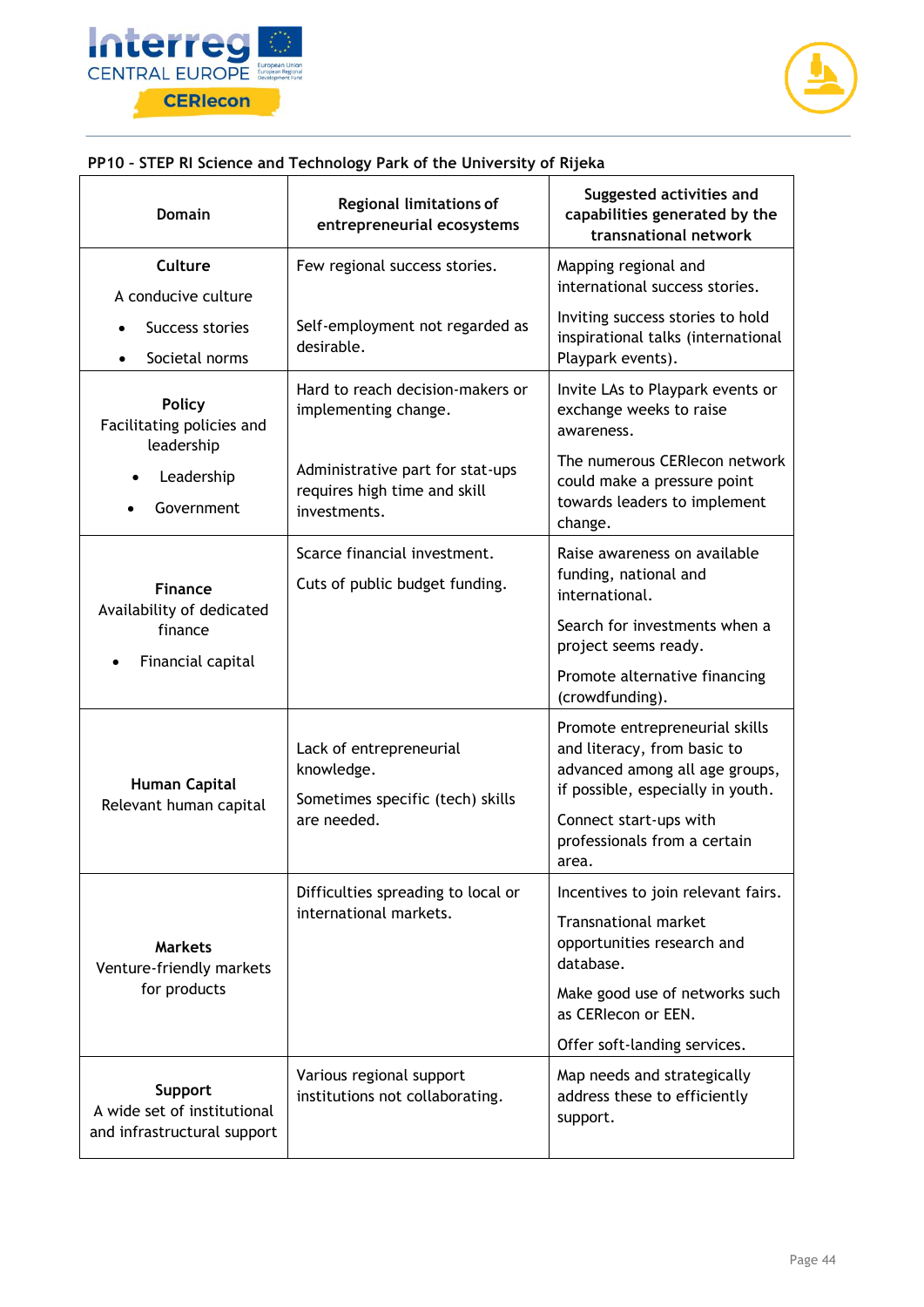**PP10 - STEP RI Science and Technology Park of the University of Rijeka**

| Domain | Regional limitations of entrepreneurial ecosystems | Suggested activities and capabilities generated by the transnational network |
|---|---|---|
| **Culture**<br>A conducive culture<br>• Success stories<br>• Societal norms | Few regional success stories.<br><br>Self-employment not regarded as desirable. | Mapping regional and international success stories.<br><br>Inviting success stories to hold inspirational talks (international Playpark events). |
| **Policy**<br>Facilitating policies and leadership<br>• Leadership<br>• Government | Hard to reach decision-makers or implementing change.<br><br>Administrative part for stat-ups requires high time and skill investments. | Invite LAs to Playpark events or exchange weeks to raise awareness.<br><br>The numerous CERIecon network could make a pressure point towards leaders to implement change. |
| **Finance**<br>Availability of dedicated finance<br>• Financial capital | Scarce financial investment.<br><br>Cuts of public budget funding. | Raise awareness on available funding, national and international.<br><br>Search for investments when a project seems ready.<br><br>Promote alternative financing (crowdfunding). |
| **Human Capital**<br>Relevant human capital | Lack of entrepreneurial knowledge.<br><br>Sometimes specific (tech) skills are needed. | Promote entrepreneurial skills and literacy, from basic to advanced among all age groups, if possible, especially in youth.<br><br>Connect start-ups with professionals from a certain area. |
| **Markets**<br>Venture-friendly markets for products | Difficulties spreading to local or international markets. | Incentives to join relevant fairs.<br><br>Transnational market opportunities research and database.<br><br>Make good use of networks such as CERIecon or EEN.<br><br>Offer soft-landing services. |
| **Support**<br>A wide set of institutional and infrastructural support | Various regional support institutions not collaborating. | Map needs and strategically address these to efficiently support. |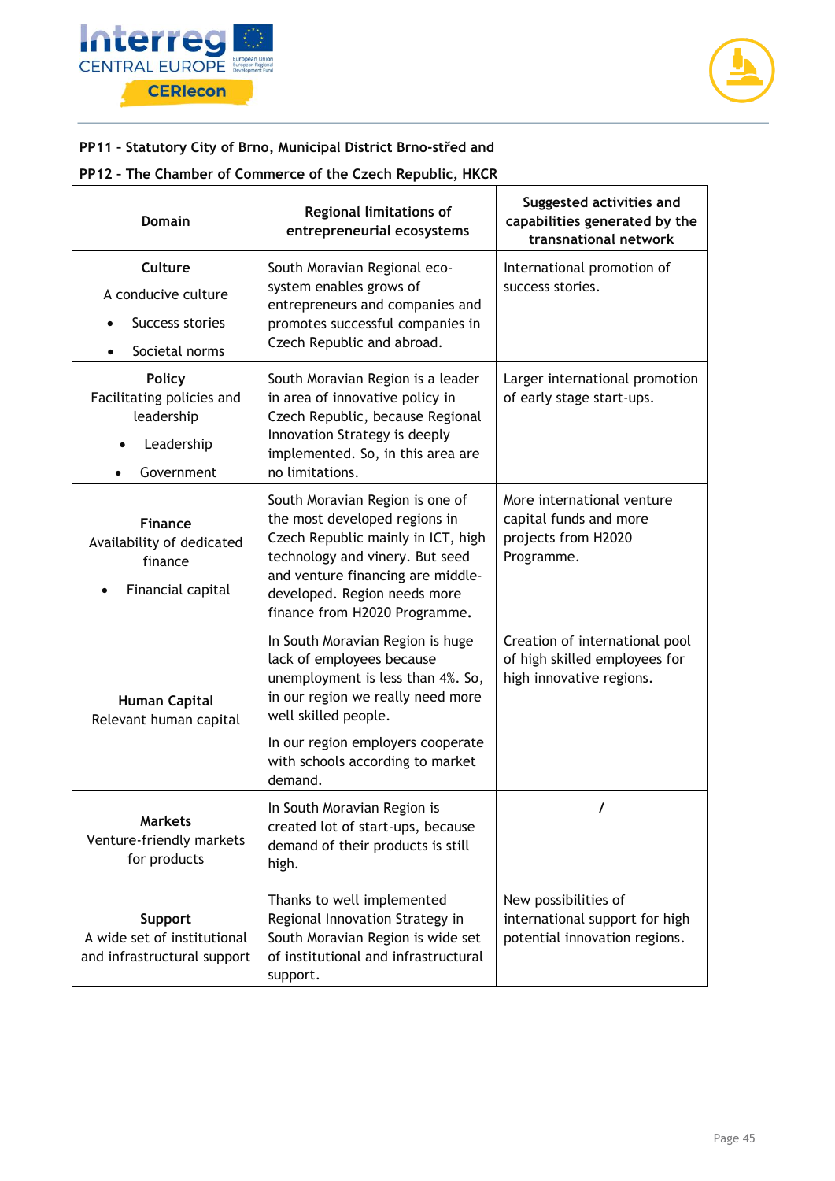**PP11 - Statutory City of Brno, Municipal District Brno-střed and**

**PP12 - The Chamber of Commerce of the Czech Republic, HKCR**

| Domain | Regional limitations of entrepreneurial ecosystems | Suggested activities and capabilities generated by the transnational network |
|---|---|---|
| **Culture**<br>A conducive culture<br>• Success stories<br>• Societal norms | South Moravian Regional eco-system enables grows of entrepreneurs and companies and promotes successful companies in Czech Republic and abroad. | International promotion of success stories. |
| **Policy**<br>Facilitating policies and leadership<br>• Leadership<br>• Government | South Moravian Region is a leader in area of innovative policy in Czech Republic, because Regional Innovation Strategy is deeply implemented. So, in this area are no limitations. | Larger international promotion of early stage start-ups. |
| **Finance**<br>Availability of dedicated finance<br>• Financial capital | South Moravian Region is one of the most developed regions in Czech Republic mainly in ICT, high technology and vinery. But seed and venture financing are middle-developed. Region needs more finance from H2020 Programme. | More international venture capital funds and more projects from H2020 Programme. |
| **Human Capital**<br>Relevant human capital | In South Moravian Region is huge lack of employees because unemployment is less than 4%. So, in our region we really need more well skilled people.<br>In our region employers cooperate with schools according to market demand. | Creation of international pool of high skilled employees for high innovative regions. |
| **Markets**<br>Venture-friendly markets for products | In South Moravian Region is created lot of start-ups, because demand of their products is still high. | / |
| **Support**<br>A wide set of institutional and infrastructural support | Thanks to well implemented Regional Innovation Strategy in South Moravian Region is wide set of institutional and infrastructural support. | New possibilities of international support for high potential innovation regions. |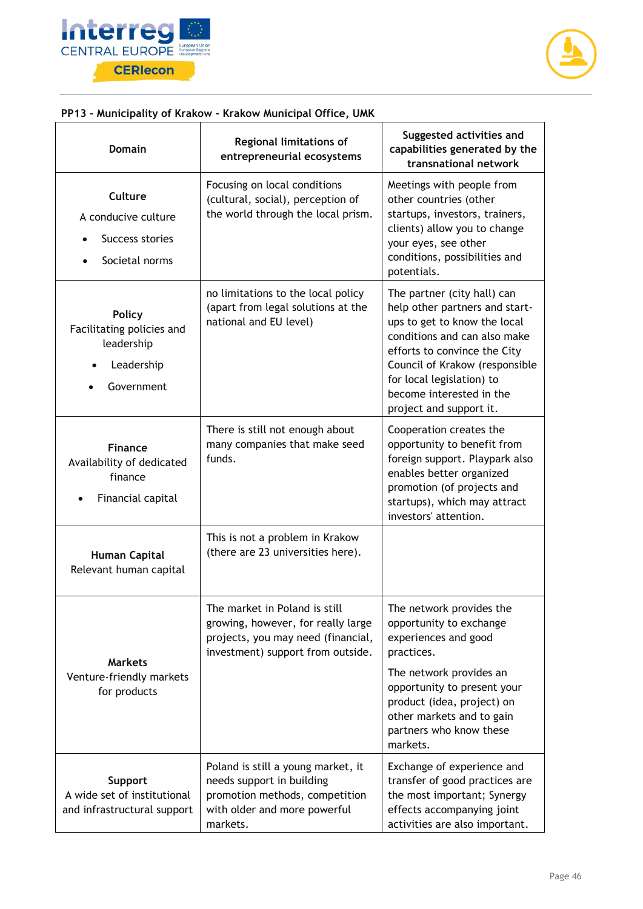**PP13 – Municipality of Krakow – Krakow Municipal Office, UMK**

| Domain | Regional limitations of entrepreneurial ecosystems | Suggested activities and capabilities generated by the transnational network |
|---|---|---|
| **Culture**<br>A conducive culture<br>• Success stories<br>• Societal norms | Focusing on local conditions (cultural, social), perception of the world through the local prism. | Meetings with people from other countries (other startups, investors, trainers, clients) allow you to change your eyes, see other conditions, possibilities and potentials. |
| **Policy**<br>Facilitating policies and leadership<br>• Leadership<br>• Government | no limitations to the local policy (apart from legal solutions at the national and EU level) | The partner (city hall) can help other partners and start-ups to get to know the local conditions and can also make efforts to convince the City Council of Krakow (responsible for local legislation) to become interested in the project and support it. |
| **Finance**<br>Availability of dedicated finance<br>• Financial capital | There is still not enough about many companies that make seed funds. | Cooperation creates the opportunity to benefit from foreign support. Playpark also enables better organized promotion (of projects and startups), which may attract investors' attention. |
| **Human Capital**<br>Relevant human capital | This is not a problem in Krakow (there are 23 universities here). | |
| **Markets**<br>Venture-friendly markets for products | The market in Poland is still growing, however, for really large projects, you may need (financial, investment) support from outside. | The network provides the opportunity to exchange experiences and good practices.<br>The network provides an opportunity to present your product (idea, project) on other markets and to gain partners who know these markets. |
| **Support**<br>A wide set of institutional and infrastructural support | Poland is still a young market, it needs support in building promotion methods, competition with older and more powerful markets. | Exchange of experience and transfer of good practices are the most important; Synergy effects accompanying joint activities are also important. |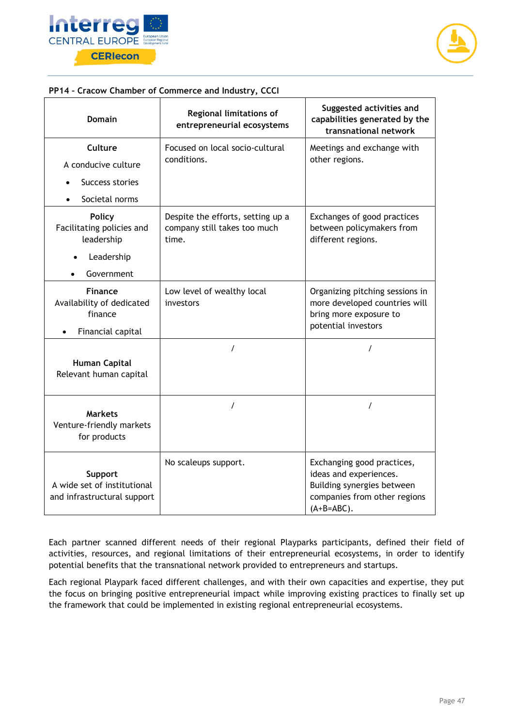**PP14 - Cracow Chamber of Commerce and Industry, CCCI**

| Domain | Regional limitations of entrepreneurial ecosystems | Suggested activities and capabilities generated by the transnational network |
|---|---|---|
| **Culture**<br>A conducive culture<br>• Success stories<br>• Societal norms | Focused on local socio-cultural conditions. | Meetings and exchange with other regions. |
| **Policy**<br>Facilitating policies and leadership<br>• Leadership<br>• Government | Despite the efforts, setting up a company still takes too much time. | Exchanges of good practices between policymakers from different regions. |
| **Finance**<br>Availability of dedicated finance<br>• Financial capital | Low level of wealthy local investors | Organizing pitching sessions in more developed countries will bring more exposure to potential investors |
| **Human Capital**<br>Relevant human capital | / | / |
| **Markets**<br>Venture-friendly markets for products | / | / |
| **Support**<br>A wide set of institutional and infrastructural support | No scaleups support. | Exchanging good practices, ideas and experiences. Building synergies between companies from other regions (A+B=ABC). |

Each partner scanned different needs of their regional Playparks participants, defined their field of activities, resources, and regional limitations of their entrepreneurial ecosystems, in order to identify potential benefits that the transnational network provided to entrepreneurs and startups.

Each regional Playpark faced different challenges, and with their own capacities and expertise, they put the focus on bringing positive entrepreneurial impact while improving existing practices to finally set up the framework that could be implemented in existing regional entrepreneurial ecosystems.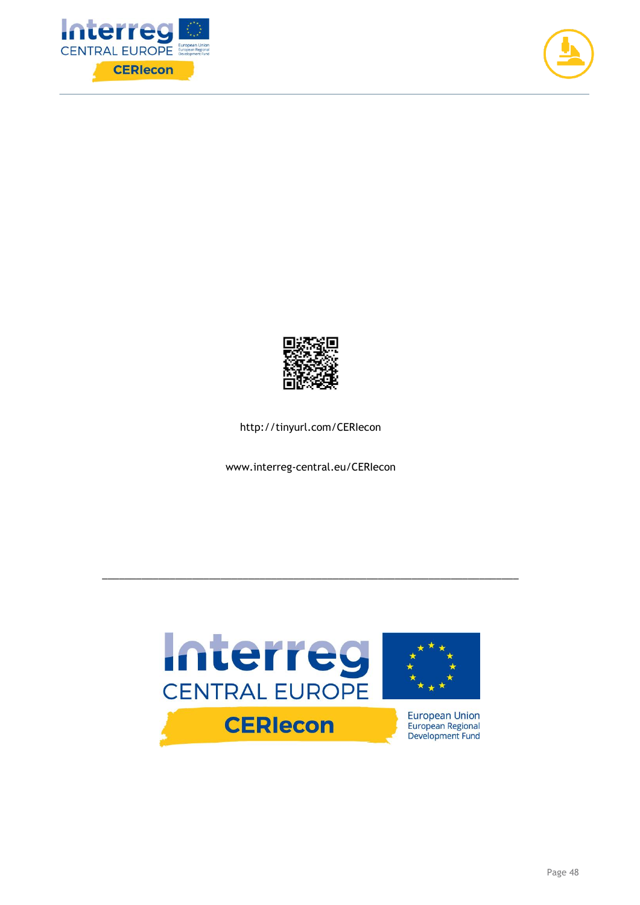http://tinyurl.com/CERIecon

www.interreg-central.eu/CERIecon

---

Interreg CENTRAL EUROPE

CERIecon

European Union
European Regional
Development Fund